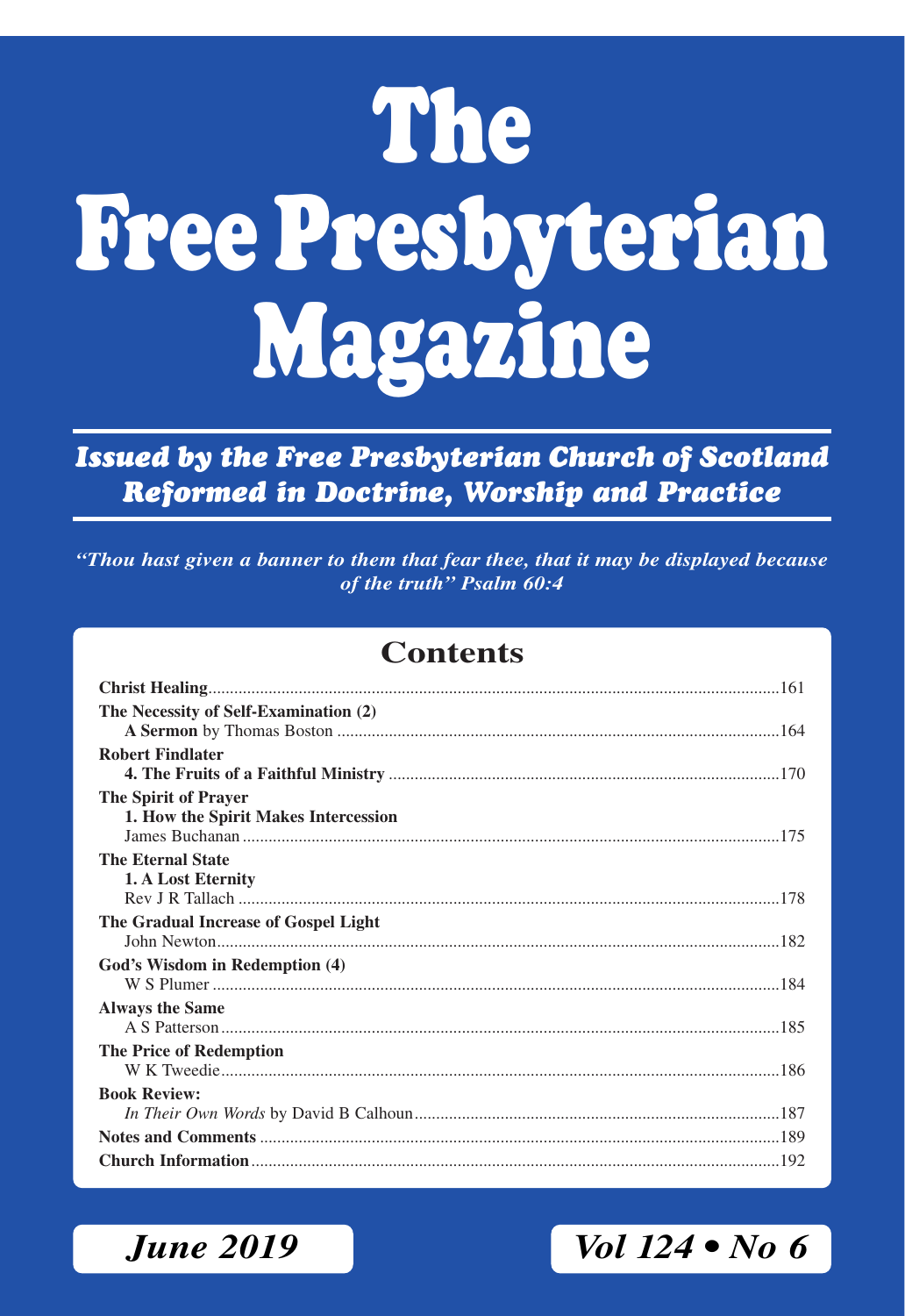# The Free Presbyterian Magazine

***Issued by the Free Presbyterian Church of Scotland***
***Reformed in Doctrine, Worship and Practice***

*"Thou hast given a banner to them that fear thee, that it may be displayed because of the truth" Psalm 60:4*

## Contents

**Christ Healing**....................................................................161

**The Necessity of Self-Examination (2)**
**A Sermon** by Thomas Boston ....................................................164

**Robert Findlater**
**4. The Fruits of a Faithful Ministry** ..........................................170

**The Spirit of Prayer**
**1. How the Spirit Makes Intercession**
James Buchanan ..........................................................................175

**The Eternal State**
**1. A Lost Eternity**
Rev J R Tallach ...........................................................................178

**The Gradual Increase of Gospel Light**
John Newton.................................................................................182

**God's Wisdom in Redemption (4)**
W S Plumer ..................................................................................184

**Always the Same**
A S Patterson................................................................................185

**The Price of Redemption**
W K Tweedie................................................................................186

**Book Review:**
*In Their Own Words* by David B Calhoun.....................................187

**Notes and Comments** ...................................................................189

**Church Information**.....................................................................192

*June 2019*

*Vol 124 • No 6*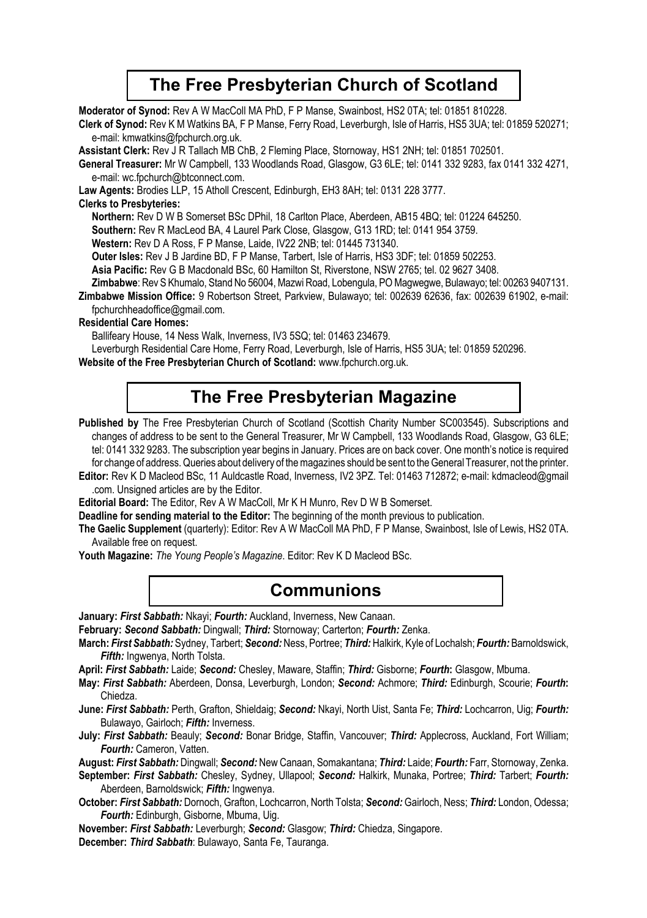## The Free Presbyterian Church of Scotland

**Moderator of Synod:** Rev A W MacColl MA PhD, F P Manse, Swainbost, HS2 0TA; tel: 01851 810228.

**Clerk of Synod:** Rev K M Watkins BA, F P Manse, Ferry Road, Leverburgh, Isle of Harris, HS5 3UA; tel: 01859 520271; e-mail: kmwatkins@fpchurch.org.uk.

**Assistant Clerk:** Rev J R Tallach MB ChB, 2 Fleming Place, Stornoway, HS1 2NH; tel: 01851 702501.

**General Treasurer:** Mr W Campbell, 133 Woodlands Road, Glasgow, G3 6LE; tel: 0141 332 9283, fax 0141 332 4271, e-mail: wc.fpchurch@btconnect.com.

**Law Agents:** Brodies LLP, 15 Atholl Crescent, Edinburgh, EH3 8AH; tel: 0131 228 3777.

**Clerks to Presbyteries:**

**Northern:** Rev D W B Somerset BSc DPhil, 18 Carlton Place, Aberdeen, AB15 4BQ; tel: 01224 645250.

**Southern:** Rev R MacLeod BA, 4 Laurel Park Close, Glasgow, G13 1RD; tel: 0141 954 3759.

**Western:** Rev D A Ross, F P Manse, Laide, IV22 2NB; tel: 01445 731340.

**Outer Isles:** Rev J B Jardine BD, F P Manse, Tarbert, Isle of Harris, HS3 3DF; tel: 01859 502253.

**Asia Pacific:** Rev G B Macdonald BSc, 60 Hamilton St, Riverstone, NSW 2765; tel. 02 9627 3408.

**Zimbabwe**: Rev S Khumalo, Stand No 56004, Mazwi Road, Lobengula, PO Magwegwe, Bulawayo; tel: 00263 9407131.

**Zimbabwe Mission Office:** 9 Robertson Street, Parkview, Bulawayo; tel: 002639 62636, fax: 002639 61902, e-mail: fpchurchheadoffice@gmail.com.

**Residential Care Homes:**

Ballifeary House, 14 Ness Walk, Inverness, IV3 5SQ; tel: 01463 234679.

Leverburgh Residential Care Home, Ferry Road, Leverburgh, Isle of Harris, HS5 3UA; tel: 01859 520296.

**Website of the Free Presbyterian Church of Scotland:** www.fpchurch.org.uk.

## The Free Presbyterian Magazine

**Published by** The Free Presbyterian Church of Scotland (Scottish Charity Number SC003545). Subscriptions and changes of address to be sent to the General Treasurer, Mr W Campbell, 133 Woodlands Road, Glasgow, G3 6LE; tel: 0141 332 9283. The subscription year begins in January. Prices are on back cover. One month's notice is required for change of address. Queries about delivery of the magazines should be sent to the General Treasurer, not the printer.

**Editor:** Rev K D Macleod BSc, 11 Auldcastle Road, Inverness, IV2 3PZ. Tel: 01463 712872; e-mail: kdmacleod@gmail.com. Unsigned articles are by the Editor.

**Editorial Board:** The Editor, Rev A W MacColl, Mr K H Munro, Rev D W B Somerset.

**Deadline for sending material to the Editor:** The beginning of the month previous to publication.

**The Gaelic Supplement** (quarterly): Editor: Rev A W MacColl MA PhD, F P Manse, Swainbost, Isle of Lewis, HS2 0TA. Available free on request.

**Youth Magazine:** *The Young People's Magazine*. Editor: Rev K D Macleod BSc.

## Communions

**January:** ***First Sabbath:*** Nkayi; ***Fourth:*** Auckland, Inverness, New Canaan.

**February:** ***Second Sabbath:*** Dingwall; ***Third:*** Stornoway; Carterton; ***Fourth:*** Zenka.

**March:** ***First Sabbath:*** Sydney, Tarbert; ***Second:*** Ness, Portree; ***Third:*** Halkirk, Kyle of Lochalsh; ***Fourth:*** Barnoldswick, ***Fifth:*** Ingwenya, North Tolsta.

**April:** ***First Sabbath:*** Laide; ***Second:*** Chesley, Maware, Staffin; ***Third:*** Gisborne; ***Fourth*****:** Glasgow, Mbuma.

**May:** ***First Sabbath:*** Aberdeen, Donsa, Leverburgh, London; ***Second:*** Achmore; ***Third:*** Edinburgh, Scourie; ***Fourth*****:** Chiedza.

**June:** ***First Sabbath:*** Perth, Grafton, Shieldaig; ***Second:*** Nkayi, North Uist, Santa Fe; ***Third:*** Lochcarron, Uig; ***Fourth:*** Bulawayo, Gairloch; ***Fifth:*** Inverness.

**July:** ***First Sabbath:*** Beauly; ***Second:*** Bonar Bridge, Staffin, Vancouver; ***Third:*** Applecross, Auckland, Fort William; ***Fourth:*** Cameron, Vatten.

**August:** ***First Sabbath:*** Dingwall; ***Second:*** New Canaan, Somakantana; ***Third:*** Laide; ***Fourth:*** Farr, Stornoway, Zenka.

**September:** ***First Sabbath:*** Chesley, Sydney, Ullapool; ***Second:*** Halkirk, Munaka, Portree; ***Third:*** Tarbert; ***Fourth:*** Aberdeen, Barnoldswick; ***Fifth:*** Ingwenya.

**October:** ***First Sabbath:*** Dornoch, Grafton, Lochcarron, North Tolsta; ***Second:*** Gairloch, Ness; ***Third:*** London, Odessa; ***Fourth:*** Edinburgh, Gisborne, Mbuma, Uig.

**November:** ***First Sabbath:*** Leverburgh; ***Second:*** Glasgow; ***Third:*** Chiedza, Singapore.

**December:** ***Third Sabbath***: Bulawayo, Santa Fe, Tauranga.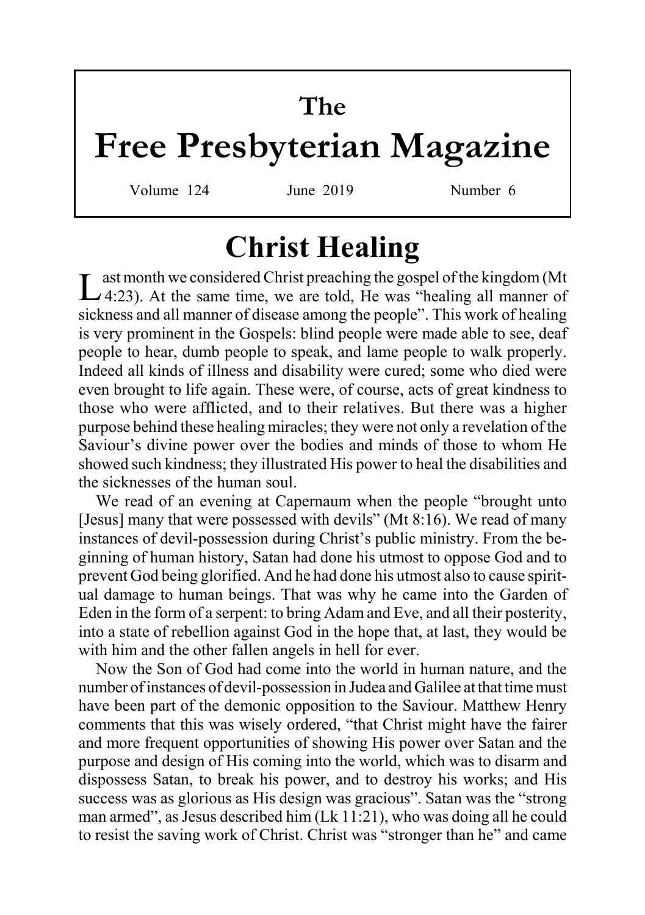# The Free Presbyterian Magazine

Volume 124 June 2019 Number 6

## Christ Healing

Last month we considered Christ preaching the gospel of the kingdom (Mt 4:23). At the same time, we are told, He was "healing all manner of sickness and all manner of disease among the people". This work of healing is very prominent in the Gospels: blind people were made able to see, deaf people to hear, dumb people to speak, and lame people to walk properly. Indeed all kinds of illness and disability were cured; some who died were even brought to life again. These were, of course, acts of great kindness to those who were afflicted, and to their relatives. But there was a higher purpose behind these healing miracles; they were not only a revelation of the Saviour's divine power over the bodies and minds of those to whom He showed such kindness; they illustrated His power to heal the disabilities and the sicknesses of the human soul.

We read of an evening at Capernaum when the people "brought unto [Jesus] many that were possessed with devils" (Mt 8:16). We read of many instances of devil-possession during Christ's public ministry. From the beginning of human history, Satan had done his utmost to oppose God and to prevent God being glorified. And he had done his utmost also to cause spiritual damage to human beings. That was why he came into the Garden of Eden in the form of a serpent: to bring Adam and Eve, and all their posterity, into a state of rebellion against God in the hope that, at last, they would be with him and the other fallen angels in hell for ever.

Now the Son of God had come into the world in human nature, and the number of instances of devil-possession in Judea and Galilee at that time must have been part of the demonic opposition to the Saviour. Matthew Henry comments that this was wisely ordered, "that Christ might have the fairer and more frequent opportunities of showing His power over Satan and the purpose and design of His coming into the world, which was to disarm and dispossess Satan, to break his power, and to destroy his works; and His success was as glorious as His design was gracious". Satan was the "strong man armed", as Jesus described him (Lk 11:21), who was doing all he could to resist the saving work of Christ. Christ was "stronger than he" and came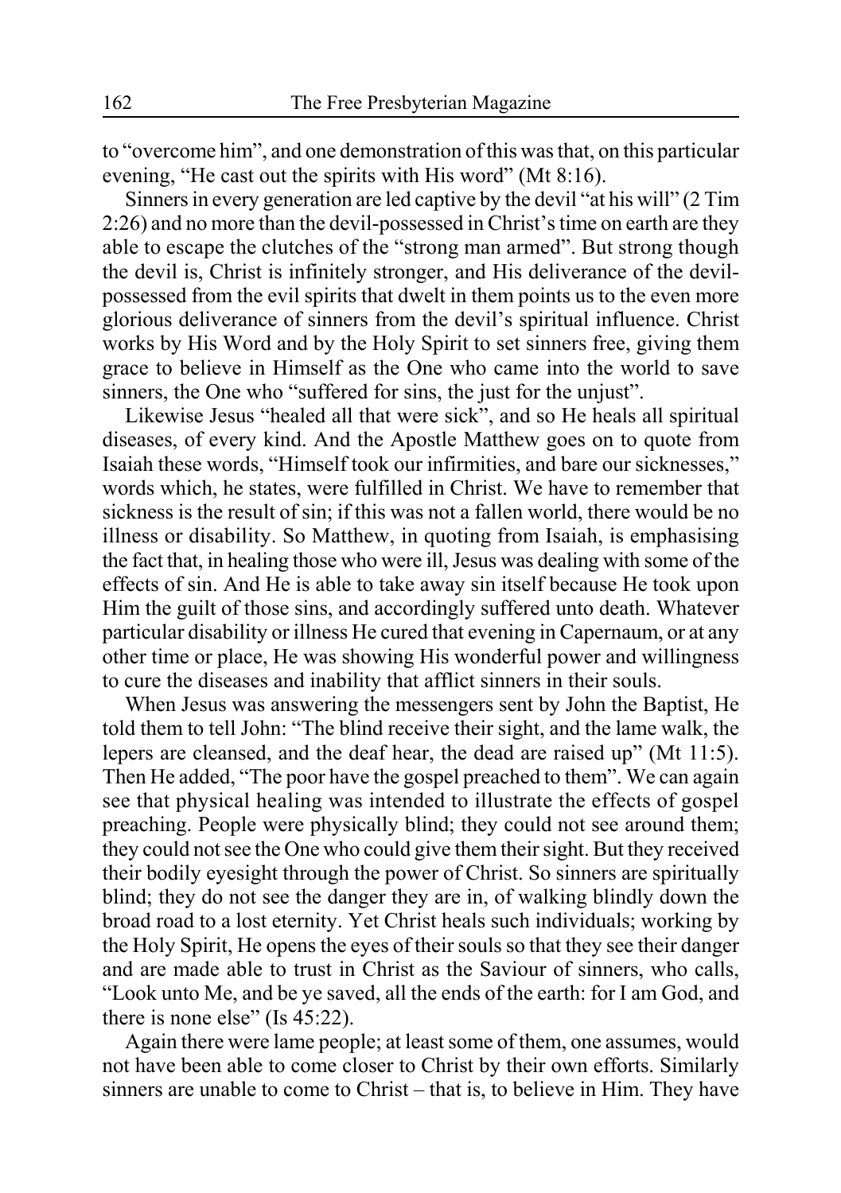to "overcome him", and one demonstration of this was that, on this particular evening, "He cast out the spirits with His word" (Mt 8:16).

Sinners in every generation are led captive by the devil "at his will" (2 Tim 2:26) and no more than the devil-possessed in Christ's time on earth are they able to escape the clutches of the "strong man armed". But strong though the devil is, Christ is infinitely stronger, and His deliverance of the devil-possessed from the evil spirits that dwelt in them points us to the even more glorious deliverance of sinners from the devil's spiritual influence. Christ works by His Word and by the Holy Spirit to set sinners free, giving them grace to believe in Himself as the One who came into the world to save sinners, the One who "suffered for sins, the just for the unjust".

Likewise Jesus "healed all that were sick", and so He heals all spiritual diseases, of every kind. And the Apostle Matthew goes on to quote from Isaiah these words, "Himself took our infirmities, and bare our sicknesses," words which, he states, were fulfilled in Christ. We have to remember that sickness is the result of sin; if this was not a fallen world, there would be no illness or disability. So Matthew, in quoting from Isaiah, is emphasising the fact that, in healing those who were ill, Jesus was dealing with some of the effects of sin. And He is able to take away sin itself because He took upon Him the guilt of those sins, and accordingly suffered unto death. Whatever particular disability or illness He cured that evening in Capernaum, or at any other time or place, He was showing His wonderful power and willingness to cure the diseases and inability that afflict sinners in their souls.

When Jesus was answering the messengers sent by John the Baptist, He told them to tell John: "The blind receive their sight, and the lame walk, the lepers are cleansed, and the deaf hear, the dead are raised up" (Mt 11:5). Then He added, "The poor have the gospel preached to them". We can again see that physical healing was intended to illustrate the effects of gospel preaching. People were physically blind; they could not see around them; they could not see the One who could give them their sight. But they received their bodily eyesight through the power of Christ. So sinners are spiritually blind; they do not see the danger they are in, of walking blindly down the broad road to a lost eternity. Yet Christ heals such individuals; working by the Holy Spirit, He opens the eyes of their souls so that they see their danger and are made able to trust in Christ as the Saviour of sinners, who calls, "Look unto Me, and be ye saved, all the ends of the earth: for I am God, and there is none else" (Is 45:22).

Again there were lame people; at least some of them, one assumes, would not have been able to come closer to Christ by their own efforts. Similarly sinners are unable to come to Christ – that is, to believe in Him. They have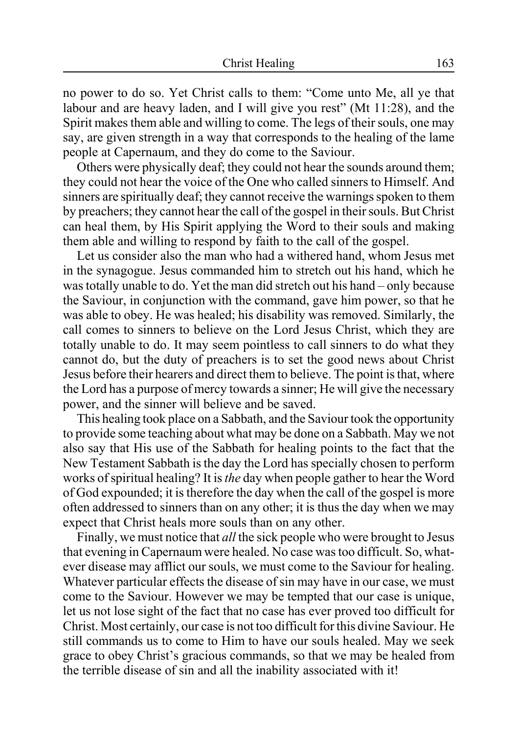no power to do so. Yet Christ calls to them: "Come unto Me, all ye that labour and are heavy laden, and I will give you rest" (Mt 11:28), and the Spirit makes them able and willing to come. The legs of their souls, one may say, are given strength in a way that corresponds to the healing of the lame people at Capernaum, and they do come to the Saviour.

Others were physically deaf; they could not hear the sounds around them; they could not hear the voice of the One who called sinners to Himself. And sinners are spiritually deaf; they cannot receive the warnings spoken to them by preachers; they cannot hear the call of the gospel in their souls. But Christ can heal them, by His Spirit applying the Word to their souls and making them able and willing to respond by faith to the call of the gospel.

Let us consider also the man who had a withered hand, whom Jesus met in the synagogue. Jesus commanded him to stretch out his hand, which he was totally unable to do. Yet the man did stretch out his hand – only because the Saviour, in conjunction with the command, gave him power, so that he was able to obey. He was healed; his disability was removed. Similarly, the call comes to sinners to believe on the Lord Jesus Christ, which they are totally unable to do. It may seem pointless to call sinners to do what they cannot do, but the duty of preachers is to set the good news about Christ Jesus before their hearers and direct them to believe. The point is that, where the Lord has a purpose of mercy towards a sinner; He will give the necessary power, and the sinner will believe and be saved.

This healing took place on a Sabbath, and the Saviour took the opportunity to provide some teaching about what may be done on a Sabbath. May we not also say that His use of the Sabbath for healing points to the fact that the New Testament Sabbath is the day the Lord has specially chosen to perform works of spiritual healing? It is *the* day when people gather to hear the Word of God expounded; it is therefore the day when the call of the gospel is more often addressed to sinners than on any other; it is thus the day when we may expect that Christ heals more souls than on any other.

Finally, we must notice that *all* the sick people who were brought to Jesus that evening in Capernaum were healed. No case was too difficult. So, whatever disease may afflict our souls, we must come to the Saviour for healing. Whatever particular effects the disease of sin may have in our case, we must come to the Saviour. However we may be tempted that our case is unique, let us not lose sight of the fact that no case has ever proved too difficult for Christ. Most certainly, our case is not too difficult for this divine Saviour. He still commands us to come to Him to have our souls healed. May we seek grace to obey Christ's gracious commands, so that we may be healed from the terrible disease of sin and all the inability associated with it!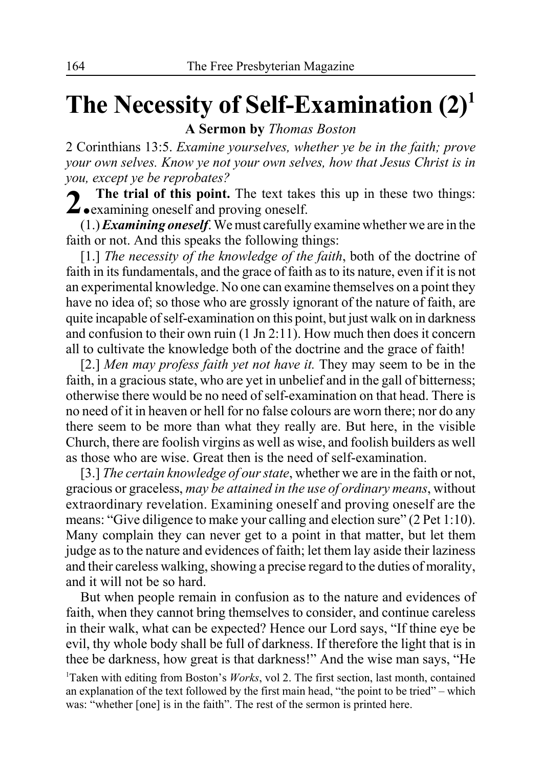# The Necessity of Self-Examination (2)[1]

**A Sermon by** *Thomas Boston*

2 Corinthians 13:5. *Examine yourselves, whether ye be in the faith; prove your own selves. Know ye not your own selves, how that Jesus Christ is in you, except ye be reprobates?*

**2. The trial of this point.** The text takes this up in these two things: examining oneself and proving oneself.

(1.) ***Examining oneself***. We must carefully examine whether we are in the faith or not. And this speaks the following things:

[1.] *The necessity of the knowledge of the faith*, both of the doctrine of faith in its fundamentals, and the grace of faith as to its nature, even if it is not an experimental knowledge. No one can examine themselves on a point they have no idea of; so those who are grossly ignorant of the nature of faith, are quite incapable of self-examination on this point, but just walk on in darkness and confusion to their own ruin (1 Jn 2:11). How much then does it concern all to cultivate the knowledge both of the doctrine and the grace of faith!

[2.] *Men may profess faith yet not have it.* They may seem to be in the faith, in a gracious state, who are yet in unbelief and in the gall of bitterness; otherwise there would be no need of self-examination on that head. There is no need of it in heaven or hell for no false colours are worn there; nor do any there seem to be more than what they really are. But here, in the visible Church, there are foolish virgins as well as wise, and foolish builders as well as those who are wise. Great then is the need of self-examination.

[3.] *The certain knowledge of our state*, whether we are in the faith or not, gracious or graceless, *may be attained in the use of ordinary means*, without extraordinary revelation. Examining oneself and proving oneself are the means: "Give diligence to make your calling and election sure" (2 Pet 1:10). Many complain they can never get to a point in that matter, but let them judge as to the nature and evidences of faith; let them lay aside their laziness and their careless walking, showing a precise regard to the duties of morality, and it will not be so hard.

But when people remain in confusion as to the nature and evidences of faith, when they cannot bring themselves to consider, and continue careless in their walk, what can be expected? Hence our Lord says, "If thine eye be evil, thy whole body shall be full of darkness. If therefore the light that is in thee be darkness, how great is that darkness!" And the wise man says, "He

[1]Taken with editing from Boston's *Works*, vol 2. The first section, last month, contained an explanation of the text followed by the first main head, "the point to be tried" – which was: "whether [one] is in the faith". The rest of the sermon is printed here.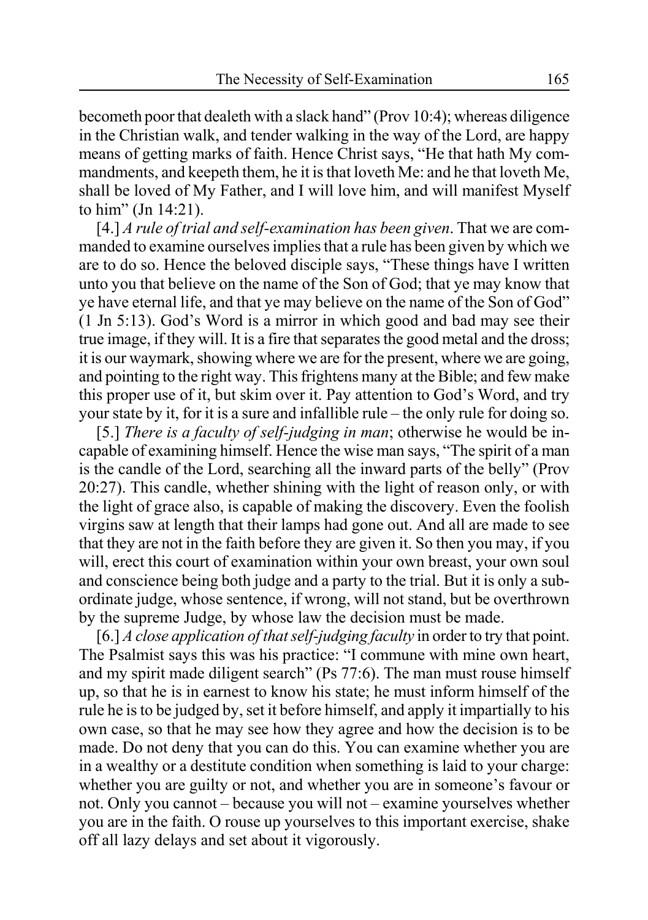becometh poor that dealeth with a slack hand" (Prov 10:4); whereas diligence in the Christian walk, and tender walking in the way of the Lord, are happy means of getting marks of faith. Hence Christ says, "He that hath My commandments, and keepeth them, he it is that loveth Me: and he that loveth Me, shall be loved of My Father, and I will love him, and will manifest Myself to him" (Jn 14:21).

[4.] *A rule of trial and self-examination has been given*. That we are commanded to examine ourselves implies that a rule has been given by which we are to do so. Hence the beloved disciple says, "These things have I written unto you that believe on the name of the Son of God; that ye may know that ye have eternal life, and that ye may believe on the name of the Son of God" (1 Jn 5:13). God's Word is a mirror in which good and bad may see their true image, if they will. It is a fire that separates the good metal and the dross; it is our waymark, showing where we are for the present, where we are going, and pointing to the right way. This frightens many at the Bible; and few make this proper use of it, but skim over it. Pay attention to God's Word, and try your state by it, for it is a sure and infallible rule – the only rule for doing so.

[5.] *There is a faculty of self-judging in man*; otherwise he would be incapable of examining himself. Hence the wise man says, "The spirit of a man is the candle of the Lord, searching all the inward parts of the belly" (Prov 20:27). This candle, whether shining with the light of reason only, or with the light of grace also, is capable of making the discovery. Even the foolish virgins saw at length that their lamps had gone out. And all are made to see that they are not in the faith before they are given it. So then you may, if you will, erect this court of examination within your own breast, your own soul and conscience being both judge and a party to the trial. But it is only a subordinate judge, whose sentence, if wrong, will not stand, but be overthrown by the supreme Judge, by whose law the decision must be made.

[6.] *A close application of that self-judging faculty* in order to try that point. The Psalmist says this was his practice: "I commune with mine own heart, and my spirit made diligent search" (Ps 77:6). The man must rouse himself up, so that he is in earnest to know his state; he must inform himself of the rule he is to be judged by, set it before himself, and apply it impartially to his own case, so that he may see how they agree and how the decision is to be made. Do not deny that you can do this. You can examine whether you are in a wealthy or a destitute condition when something is laid to your charge: whether you are guilty or not, and whether you are in someone's favour or not. Only you cannot – because you will not – examine yourselves whether you are in the faith. O rouse up yourselves to this important exercise, shake off all lazy delays and set about it vigorously.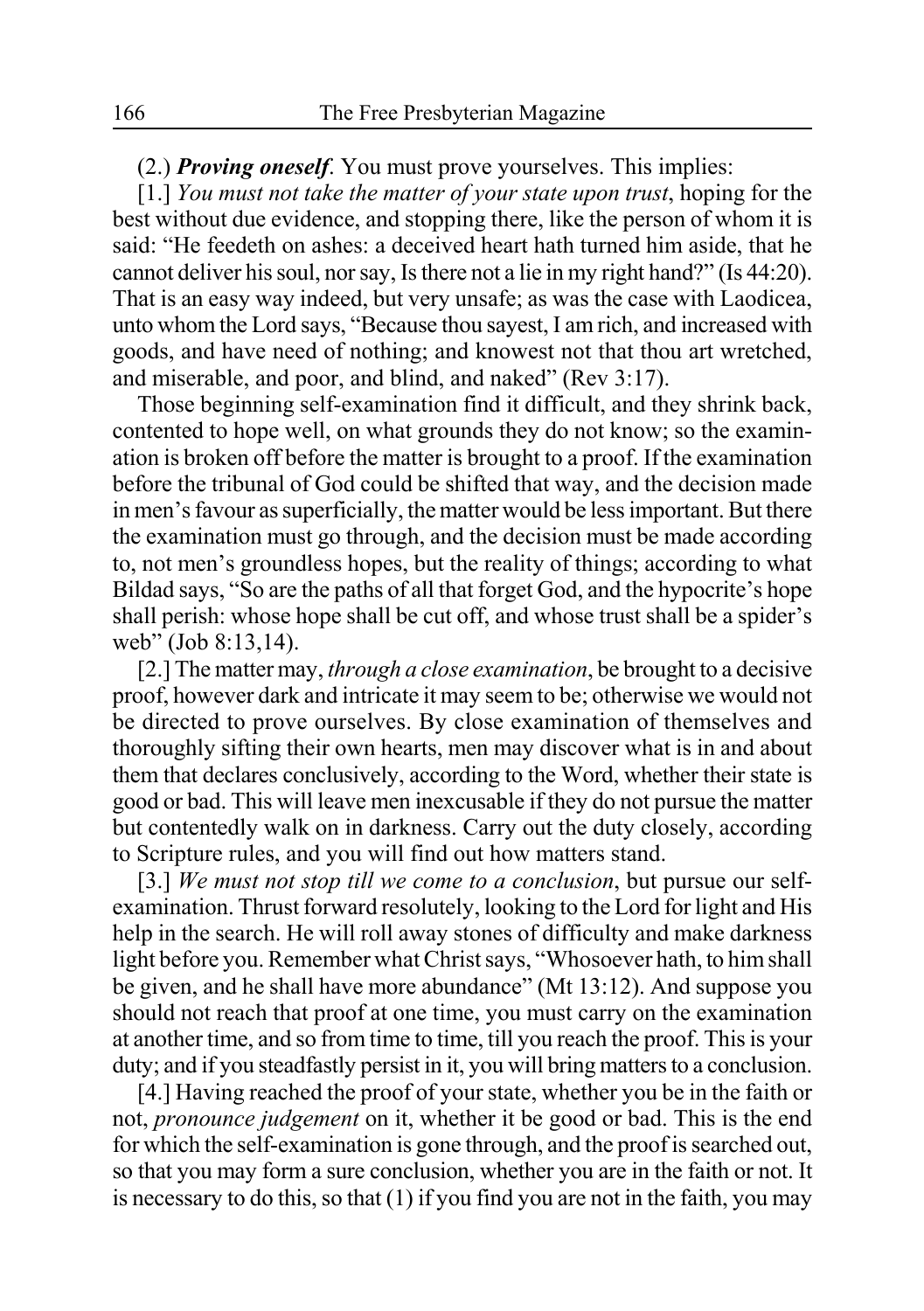(2.) ***Proving oneself***. You must prove yourselves. This implies:

[1.] *You must not take the matter of your state upon trust*, hoping for the best without due evidence, and stopping there, like the person of whom it is said: "He feedeth on ashes: a deceived heart hath turned him aside, that he cannot deliver his soul, nor say, Is there not a lie in my right hand?" (Is 44:20). That is an easy way indeed, but very unsafe; as was the case with Laodicea, unto whom the Lord says, "Because thou sayest, I am rich, and increased with goods, and have need of nothing; and knowest not that thou art wretched, and miserable, and poor, and blind, and naked" (Rev 3:17).

Those beginning self-examination find it difficult, and they shrink back, contented to hope well, on what grounds they do not know; so the examination is broken off before the matter is brought to a proof. If the examination before the tribunal of God could be shifted that way, and the decision made in men's favour as superficially, the matter would be less important. But there the examination must go through, and the decision must be made according to, not men's groundless hopes, but the reality of things; according to what Bildad says, "So are the paths of all that forget God, and the hypocrite's hope shall perish: whose hope shall be cut off, and whose trust shall be a spider's web" (Job 8:13,14).

[2.] The matter may, *through a close examination*, be brought to a decisive proof, however dark and intricate it may seem to be; otherwise we would not be directed to prove ourselves. By close examination of themselves and thoroughly sifting their own hearts, men may discover what is in and about them that declares conclusively, according to the Word, whether their state is good or bad. This will leave men inexcusable if they do not pursue the matter but contentedly walk on in darkness. Carry out the duty closely, according to Scripture rules, and you will find out how matters stand.

[3.] *We must not stop till we come to a conclusion*, but pursue our self-examination. Thrust forward resolutely, looking to the Lord for light and His help in the search. He will roll away stones of difficulty and make darkness light before you. Remember what Christ says, "Whosoever hath, to him shall be given, and he shall have more abundance" (Mt 13:12). And suppose you should not reach that proof at one time, you must carry on the examination at another time, and so from time to time, till you reach the proof. This is your duty; and if you steadfastly persist in it, you will bring matters to a conclusion.

[4.] Having reached the proof of your state, whether you be in the faith or not, *pronounce judgement* on it, whether it be good or bad. This is the end for which the self-examination is gone through, and the proof is searched out, so that you may form a sure conclusion, whether you are in the faith or not. It is necessary to do this, so that (1) if you find you are not in the faith, you may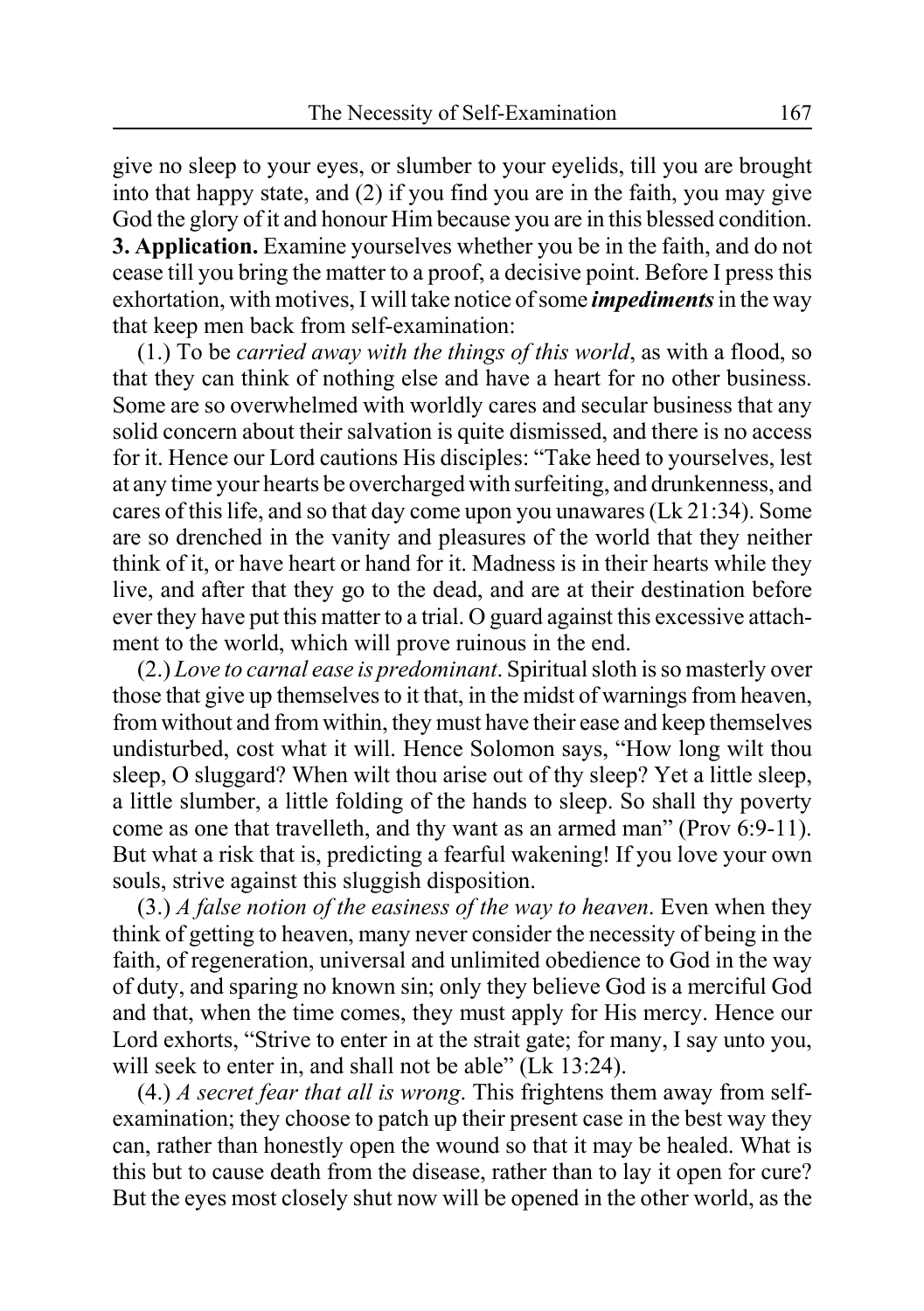give no sleep to your eyes, or slumber to your eyelids, till you are brought into that happy state, and (2) if you find you are in the faith, you may give God the glory of it and honour Him because you are in this blessed condition.

**3. Application.** Examine yourselves whether you be in the faith, and do not cease till you bring the matter to a proof, a decisive point. Before I press this exhortation, with motives, I will take notice of some ***impediments*** in the way that keep men back from self-examination:

(1.) To be *carried away with the things of this world*, as with a flood, so that they can think of nothing else and have a heart for no other business. Some are so overwhelmed with worldly cares and secular business that any solid concern about their salvation is quite dismissed, and there is no access for it. Hence our Lord cautions His disciples: "Take heed to yourselves, lest at any time your hearts be overcharged with surfeiting, and drunkenness, and cares of this life, and so that day come upon you unawares (Lk 21:34). Some are so drenched in the vanity and pleasures of the world that they neither think of it, or have heart or hand for it. Madness is in their hearts while they live, and after that they go to the dead, and are at their destination before ever they have put this matter to a trial. O guard against this excessive attachment to the world, which will prove ruinous in the end.

(2.) *Love to carnal ease is predominant*. Spiritual sloth is so masterly over those that give up themselves to it that, in the midst of warnings from heaven, from without and from within, they must have their ease and keep themselves undisturbed, cost what it will. Hence Solomon says, "How long wilt thou sleep, O sluggard? When wilt thou arise out of thy sleep? Yet a little sleep, a little slumber, a little folding of the hands to sleep. So shall thy poverty come as one that travelleth, and thy want as an armed man" (Prov 6:9-11). But what a risk that is, predicting a fearful wakening! If you love your own souls, strive against this sluggish disposition.

(3.) *A false notion of the easiness of the way to heaven*. Even when they think of getting to heaven, many never consider the necessity of being in the faith, of regeneration, universal and unlimited obedience to God in the way of duty, and sparing no known sin; only they believe God is a merciful God and that, when the time comes, they must apply for His mercy. Hence our Lord exhorts, "Strive to enter in at the strait gate; for many, I say unto you, will seek to enter in, and shall not be able" (Lk 13:24).

(4.) *A secret fear that all is wrong*. This frightens them away from self-examination; they choose to patch up their present case in the best way they can, rather than honestly open the wound so that it may be healed. What is this but to cause death from the disease, rather than to lay it open for cure? But the eyes most closely shut now will be opened in the other world, as the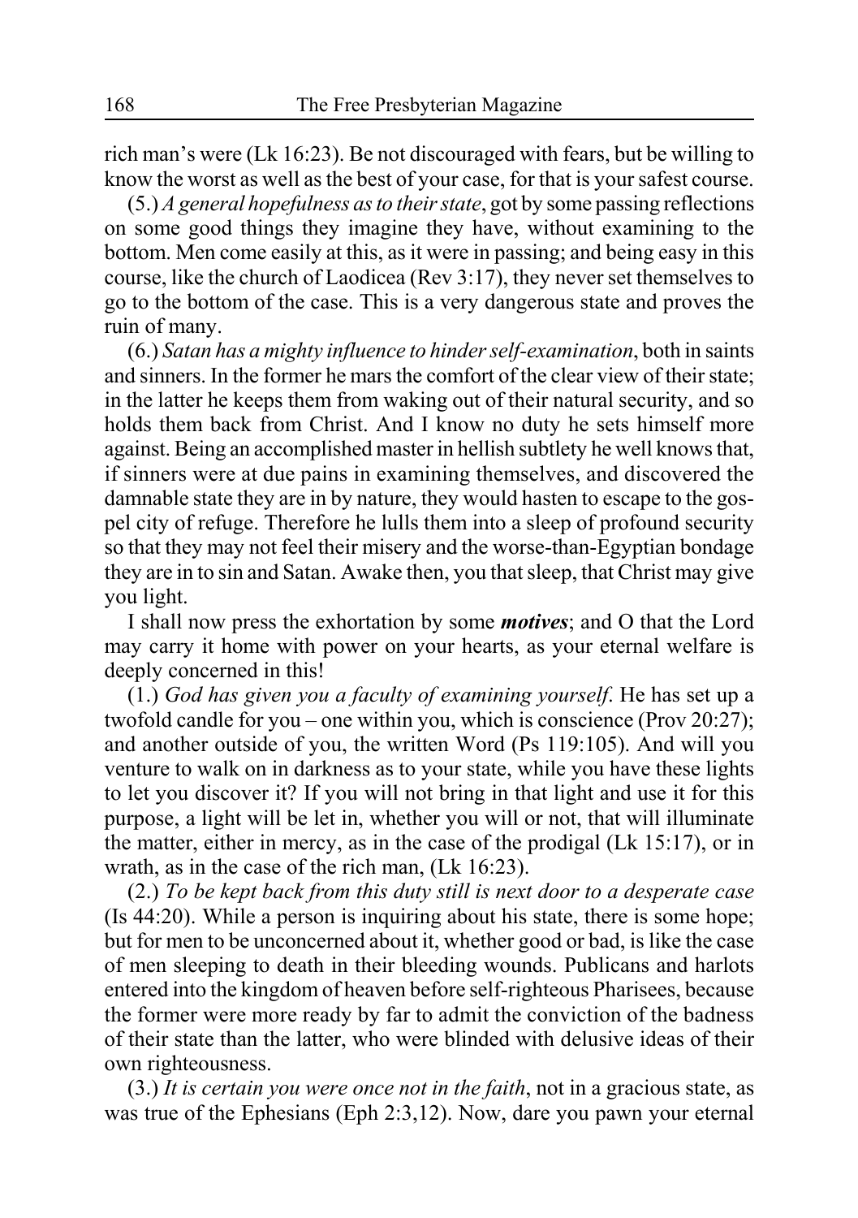rich man's were (Lk 16:23). Be not discouraged with fears, but be willing to know the worst as well as the best of your case, for that is your safest course.

(5.) *A general hopefulness as to their state*, got by some passing reflections on some good things they imagine they have, without examining to the bottom. Men come easily at this, as it were in passing; and being easy in this course, like the church of Laodicea (Rev 3:17), they never set themselves to go to the bottom of the case. This is a very dangerous state and proves the ruin of many.

(6.) *Satan has a mighty influence to hinder self-examination*, both in saints and sinners. In the former he mars the comfort of the clear view of their state; in the latter he keeps them from waking out of their natural security, and so holds them back from Christ. And I know no duty he sets himself more against. Being an accomplished master in hellish subtlety he well knows that, if sinners were at due pains in examining themselves, and discovered the damnable state they are in by nature, they would hasten to escape to the gospel city of refuge. Therefore he lulls them into a sleep of profound security so that they may not feel their misery and the worse-than-Egyptian bondage they are in to sin and Satan. Awake then, you that sleep, that Christ may give you light.

I shall now press the exhortation by some ***motives***; and O that the Lord may carry it home with power on your hearts, as your eternal welfare is deeply concerned in this!

(1.) *God has given you a faculty of examining yourself*. He has set up a twofold candle for you – one within you, which is conscience (Prov 20:27); and another outside of you, the written Word (Ps 119:105). And will you venture to walk on in darkness as to your state, while you have these lights to let you discover it? If you will not bring in that light and use it for this purpose, a light will be let in, whether you will or not, that will illuminate the matter, either in mercy, as in the case of the prodigal (Lk 15:17), or in wrath, as in the case of the rich man, (Lk 16:23).

(2.) *To be kept back from this duty still is next door to a desperate case* (Is 44:20). While a person is inquiring about his state, there is some hope; but for men to be unconcerned about it, whether good or bad, is like the case of men sleeping to death in their bleeding wounds. Publicans and harlots entered into the kingdom of heaven before self-righteous Pharisees, because the former were more ready by far to admit the conviction of the badness of their state than the latter, who were blinded with delusive ideas of their own righteousness.

(3.) *It is certain you were once not in the faith*, not in a gracious state, as was true of the Ephesians (Eph 2:3,12). Now, dare you pawn your eternal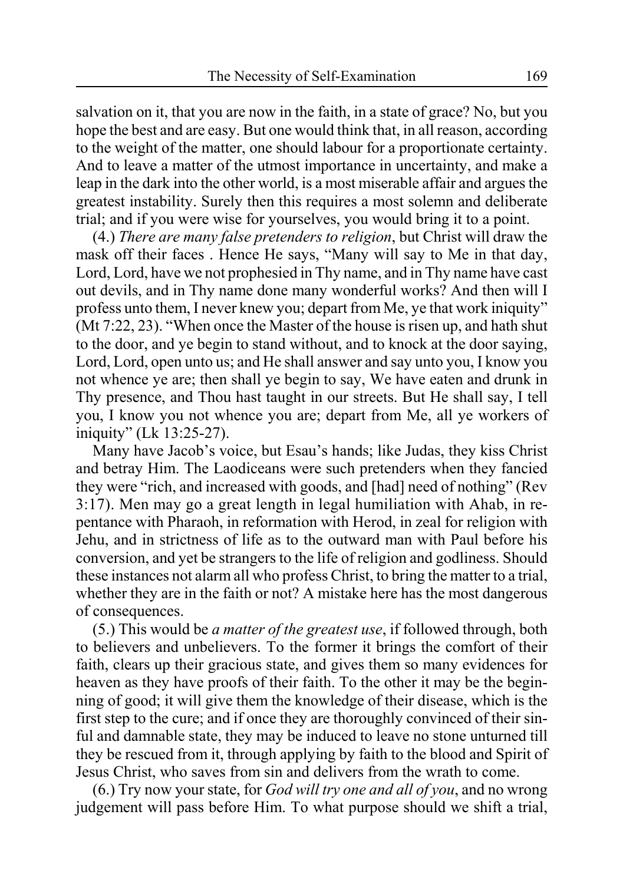salvation on it, that you are now in the faith, in a state of grace? No, but you hope the best and are easy. But one would think that, in all reason, according to the weight of the matter, one should labour for a proportionate certainty. And to leave a matter of the utmost importance in uncertainty, and make a leap in the dark into the other world, is a most miserable affair and argues the greatest instability. Surely then this requires a most solemn and deliberate trial; and if you were wise for yourselves, you would bring it to a point.

(4.) *There are many false pretenders to religion*, but Christ will draw the mask off their faces . Hence He says, "Many will say to Me in that day, Lord, Lord, have we not prophesied in Thy name, and in Thy name have cast out devils, and in Thy name done many wonderful works? And then will I profess unto them, I never knew you; depart from Me, ye that work iniquity" (Mt 7:22, 23). "When once the Master of the house is risen up, and hath shut to the door, and ye begin to stand without, and to knock at the door saying, Lord, Lord, open unto us; and He shall answer and say unto you, I know you not whence ye are; then shall ye begin to say, We have eaten and drunk in Thy presence, and Thou hast taught in our streets. But He shall say, I tell you, I know you not whence you are; depart from Me, all ye workers of iniquity" (Lk 13:25-27).

Many have Jacob's voice, but Esau's hands; like Judas, they kiss Christ and betray Him. The Laodiceans were such pretenders when they fancied they were "rich, and increased with goods, and [had] need of nothing" (Rev 3:17). Men may go a great length in legal humiliation with Ahab, in repentance with Pharaoh, in reformation with Herod, in zeal for religion with Jehu, and in strictness of life as to the outward man with Paul before his conversion, and yet be strangers to the life of religion and godliness. Should these instances not alarm all who profess Christ, to bring the matter to a trial, whether they are in the faith or not? A mistake here has the most dangerous of consequences.

(5.) This would be *a matter of the greatest use*, if followed through, both to believers and unbelievers. To the former it brings the comfort of their faith, clears up their gracious state, and gives them so many evidences for heaven as they have proofs of their faith. To the other it may be the beginning of good; it will give them the knowledge of their disease, which is the first step to the cure; and if once they are thoroughly convinced of their sinful and damnable state, they may be induced to leave no stone unturned till they be rescued from it, through applying by faith to the blood and Spirit of Jesus Christ, who saves from sin and delivers from the wrath to come.

(6.) Try now your state, for *God will try one and all of you*, and no wrong judgement will pass before Him. To what purpose should we shift a trial,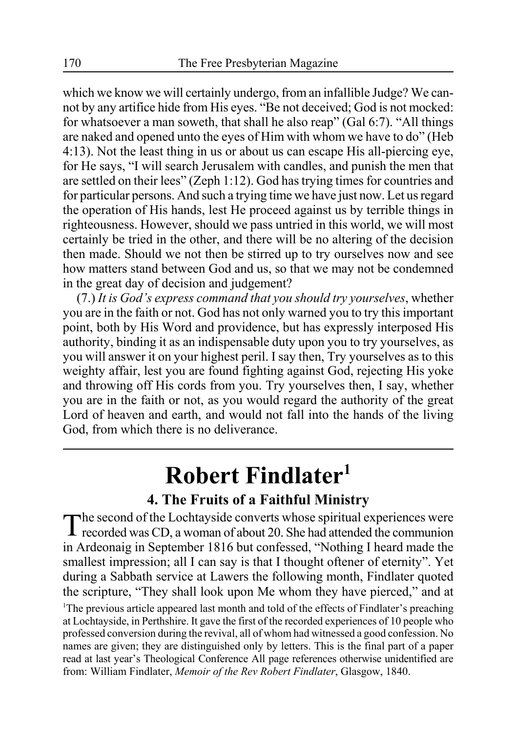which we know we will certainly undergo, from an infallible Judge? We cannot by any artifice hide from His eyes. "Be not deceived; God is not mocked: for whatsoever a man soweth, that shall he also reap" (Gal 6:7). "All things are naked and opened unto the eyes of Him with whom we have to do" (Heb 4:13). Not the least thing in us or about us can escape His all-piercing eye, for He says, "I will search Jerusalem with candles, and punish the men that are settled on their lees" (Zeph 1:12). God has trying times for countries and for particular persons. And such a trying time we have just now. Let us regard the operation of His hands, lest He proceed against us by terrible things in righteousness. However, should we pass untried in this world, we will most certainly be tried in the other, and there will be no altering of the decision then made. Should we not then be stirred up to try ourselves now and see how matters stand between God and us, so that we may not be condemned in the great day of decision and judgement?

(7.) *It is God's express command that you should try yourselves*, whether you are in the faith or not. God has not only warned you to try this important point, both by His Word and providence, but has expressly interposed His authority, binding it as an indispensable duty upon you to try yourselves, as you will answer it on your highest peril. I say then, Try yourselves as to this weighty affair, lest you are found fighting against God, rejecting His yoke and throwing off His cords from you. Try yourselves then, I say, whether you are in the faith or not, as you would regard the authority of the great Lord of heaven and earth, and would not fall into the hands of the living God, from which there is no deliverance.

---

# Robert Findlater[1]

## 4. The Fruits of a Faithful Ministry

The second of the Lochtayside converts whose spiritual experiences were recorded was CD, a woman of about 20. She had attended the communion in Ardeonaig in September 1816 but confessed, "Nothing I heard made the smallest impression; all I can say is that I thought oftener of eternity". Yet during a Sabbath service at Lawers the following month, Findlater quoted the scripture, "They shall look upon Me whom they have pierced," and at

[1]The previous article appeared last month and told of the effects of Findlater's preaching at Lochtayside, in Perthshire. It gave the first of the recorded experiences of 10 people who professed conversion during the revival, all of whom had witnessed a good confession. No names are given; they are distinguished only by letters. This is the final part of a paper read at last year's Theological Conference All page references otherwise unidentified are from: William Findlater, *Memoir of the Rev Robert Findlater*, Glasgow, 1840.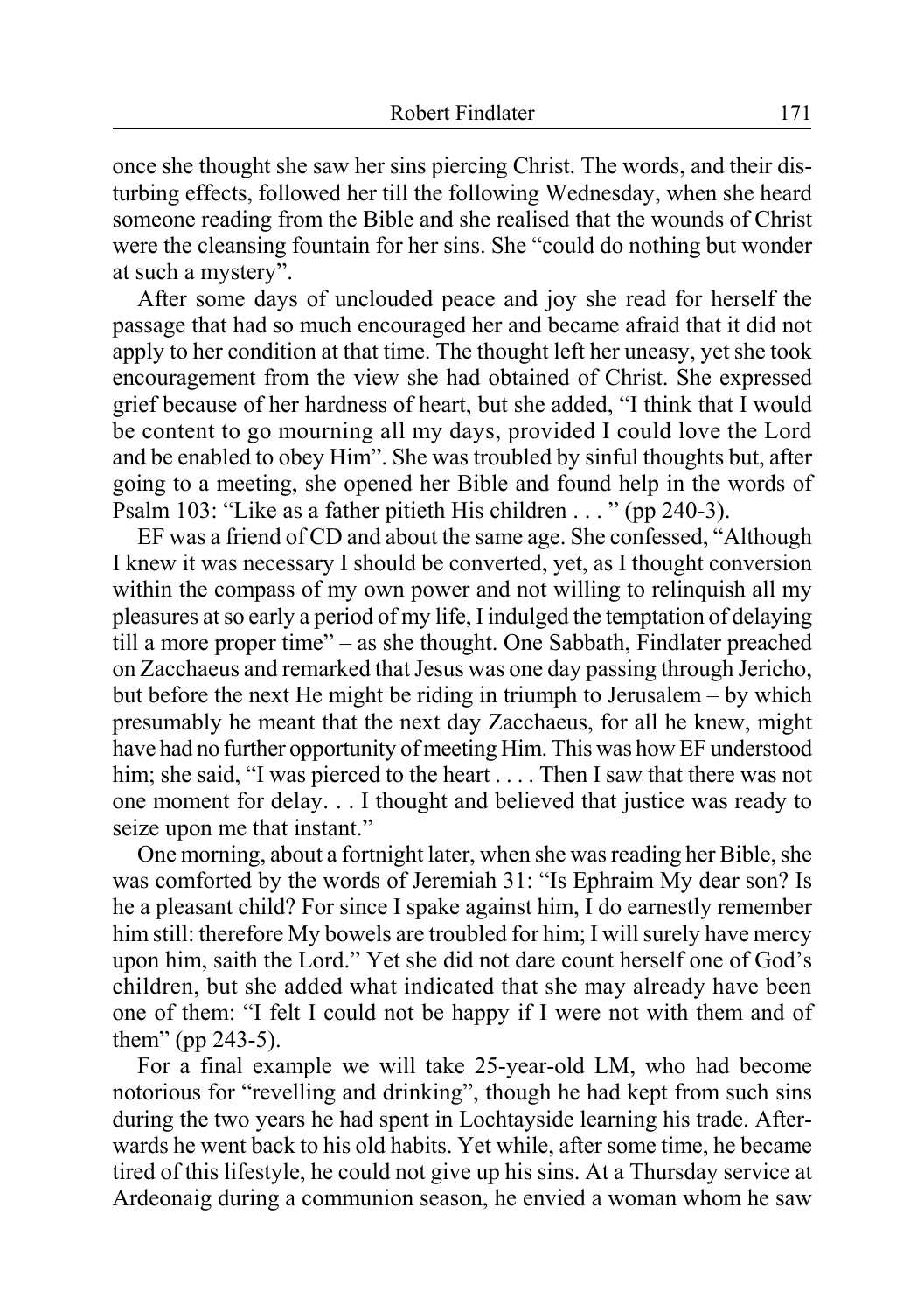once she thought she saw her sins piercing Christ. The words, and their disturbing effects, followed her till the following Wednesday, when she heard someone reading from the Bible and she realised that the wounds of Christ were the cleansing fountain for her sins. She "could do nothing but wonder at such a mystery".

After some days of unclouded peace and joy she read for herself the passage that had so much encouraged her and became afraid that it did not apply to her condition at that time. The thought left her uneasy, yet she took encouragement from the view she had obtained of Christ. She expressed grief because of her hardness of heart, but she added, "I think that I would be content to go mourning all my days, provided I could love the Lord and be enabled to obey Him". She was troubled by sinful thoughts but, after going to a meeting, she opened her Bible and found help in the words of Psalm 103: "Like as a father pitieth His children . . . " (pp 240-3).

EF was a friend of CD and about the same age. She confessed, "Although I knew it was necessary I should be converted, yet, as I thought conversion within the compass of my own power and not willing to relinquish all my pleasures at so early a period of my life, I indulged the temptation of delaying till a more proper time" – as she thought. One Sabbath, Findlater preached on Zacchaeus and remarked that Jesus was one day passing through Jericho, but before the next He might be riding in triumph to Jerusalem – by which presumably he meant that the next day Zacchaeus, for all he knew, might have had no further opportunity of meeting Him. This was how EF understood him; she said, "I was pierced to the heart . . . . Then I saw that there was not one moment for delay. . . I thought and believed that justice was ready to seize upon me that instant."

One morning, about a fortnight later, when she was reading her Bible, she was comforted by the words of Jeremiah 31: "Is Ephraim My dear son? Is he a pleasant child? For since I spake against him, I do earnestly remember him still: therefore My bowels are troubled for him; I will surely have mercy upon him, saith the Lord." Yet she did not dare count herself one of God's children, but she added what indicated that she may already have been one of them: "I felt I could not be happy if I were not with them and of them" (pp 243-5).

For a final example we will take 25-year-old LM, who had become notorious for "revelling and drinking", though he had kept from such sins during the two years he had spent in Lochtayside learning his trade. Afterwards he went back to his old habits. Yet while, after some time, he became tired of this lifestyle, he could not give up his sins. At a Thursday service at Ardeonaig during a communion season, he envied a woman whom he saw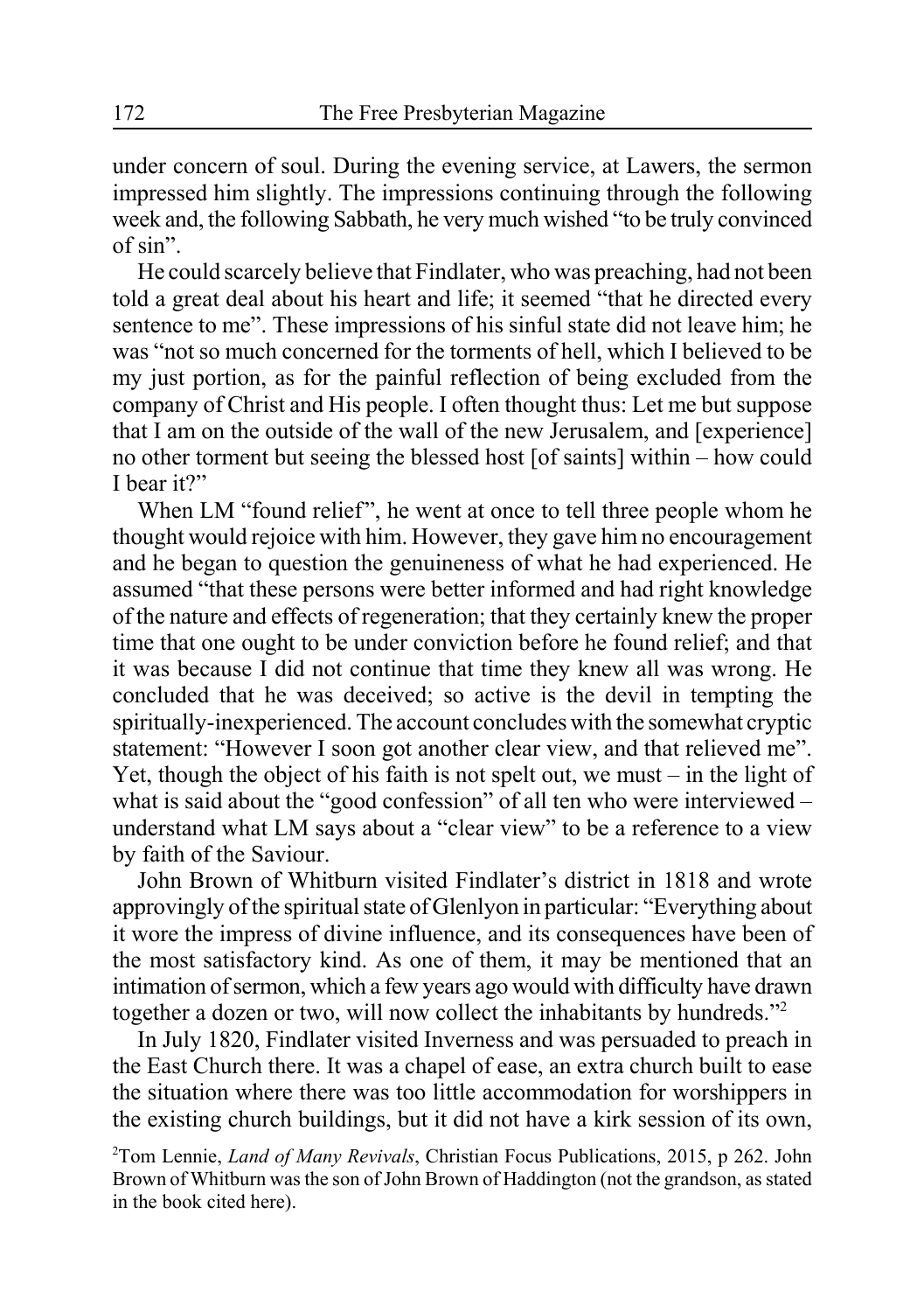under concern of soul. During the evening service, at Lawers, the sermon impressed him slightly. The impressions continuing through the following week and, the following Sabbath, he very much wished "to be truly convinced of sin".

He could scarcely believe that Findlater, who was preaching, had not been told a great deal about his heart and life; it seemed "that he directed every sentence to me". These impressions of his sinful state did not leave him; he was "not so much concerned for the torments of hell, which I believed to be my just portion, as for the painful reflection of being excluded from the company of Christ and His people. I often thought thus: Let me but suppose that I am on the outside of the wall of the new Jerusalem, and [experience] no other torment but seeing the blessed host [of saints] within – how could I bear it?"

When LM "found relief", he went at once to tell three people whom he thought would rejoice with him. However, they gave him no encouragement and he began to question the genuineness of what he had experienced. He assumed "that these persons were better informed and had right knowledge of the nature and effects of regeneration; that they certainly knew the proper time that one ought to be under conviction before he found relief; and that it was because I did not continue that time they knew all was wrong. He concluded that he was deceived; so active is the devil in tempting the spiritually-inexperienced. The account concludes with the somewhat cryptic statement: "However I soon got another clear view, and that relieved me". Yet, though the object of his faith is not spelt out, we must – in the light of what is said about the "good confession" of all ten who were interviewed – understand what LM says about a "clear view" to be a reference to a view by faith of the Saviour.

John Brown of Whitburn visited Findlater's district in 1818 and wrote approvingly of the spiritual state of Glenlyon in particular: "Everything about it wore the impress of divine influence, and its consequences have been of the most satisfactory kind. As one of them, it may be mentioned that an intimation of sermon, which a few years ago would with difficulty have drawn together a dozen or two, will now collect the inhabitants by hundreds."[2]

In July 1820, Findlater visited Inverness and was persuaded to preach in the East Church there. It was a chapel of ease, an extra church built to ease the situation where there was too little accommodation for worshippers in the existing church buildings, but it did not have a kirk session of its own,

[2]Tom Lennie, *Land of Many Revivals*, Christian Focus Publications, 2015, p 262. John Brown of Whitburn was the son of John Brown of Haddington (not the grandson, as stated in the book cited here).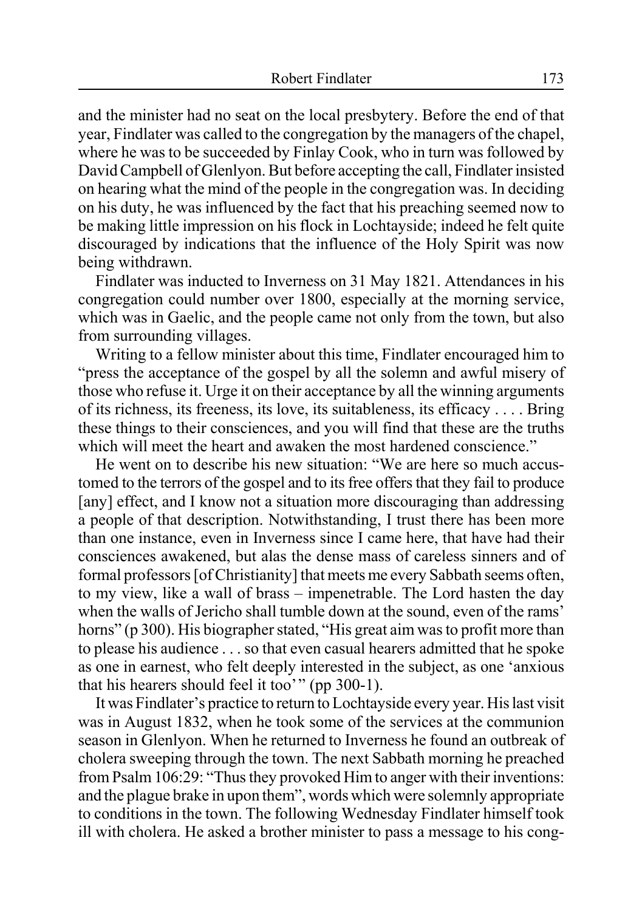and the minister had no seat on the local presbytery. Before the end of that year, Findlater was called to the congregation by the managers of the chapel, where he was to be succeeded by Finlay Cook, who in turn was followed by David Campbell of Glenlyon. But before accepting the call, Findlater insisted on hearing what the mind of the people in the congregation was. In deciding on his duty, he was influenced by the fact that his preaching seemed now to be making little impression on his flock in Lochtayside; indeed he felt quite discouraged by indications that the influence of the Holy Spirit was now being withdrawn.

Findlater was inducted to Inverness on 31 May 1821. Attendances in his congregation could number over 1800, especially at the morning service, which was in Gaelic, and the people came not only from the town, but also from surrounding villages.

Writing to a fellow minister about this time, Findlater encouraged him to "press the acceptance of the gospel by all the solemn and awful misery of those who refuse it. Urge it on their acceptance by all the winning arguments of its richness, its freeness, its love, its suitableness, its efficacy . . . . Bring these things to their consciences, and you will find that these are the truths which will meet the heart and awaken the most hardened conscience."

He went on to describe his new situation: "We are here so much accustomed to the terrors of the gospel and to its free offers that they fail to produce [any] effect, and I know not a situation more discouraging than addressing a people of that description. Notwithstanding, I trust there has been more than one instance, even in Inverness since I came here, that have had their consciences awakened, but alas the dense mass of careless sinners and of formal professors [of Christianity] that meets me every Sabbath seems often, to my view, like a wall of brass – impenetrable. The Lord hasten the day when the walls of Jericho shall tumble down at the sound, even of the rams' horns" (p 300). His biographer stated, "His great aim was to profit more than to please his audience . . . so that even casual hearers admitted that he spoke as one in earnest, who felt deeply interested in the subject, as one 'anxious that his hearers should feel it too'" (pp 300-1).

It was Findlater's practice to return to Lochtayside every year. His last visit was in August 1832, when he took some of the services at the communion season in Glenlyon. When he returned to Inverness he found an outbreak of cholera sweeping through the town. The next Sabbath morning he preached from Psalm 106:29: "Thus they provoked Him to anger with their inventions: and the plague brake in upon them", words which were solemnly appropriate to conditions in the town. The following Wednesday Findlater himself took ill with cholera. He asked a brother minister to pass a message to his cong-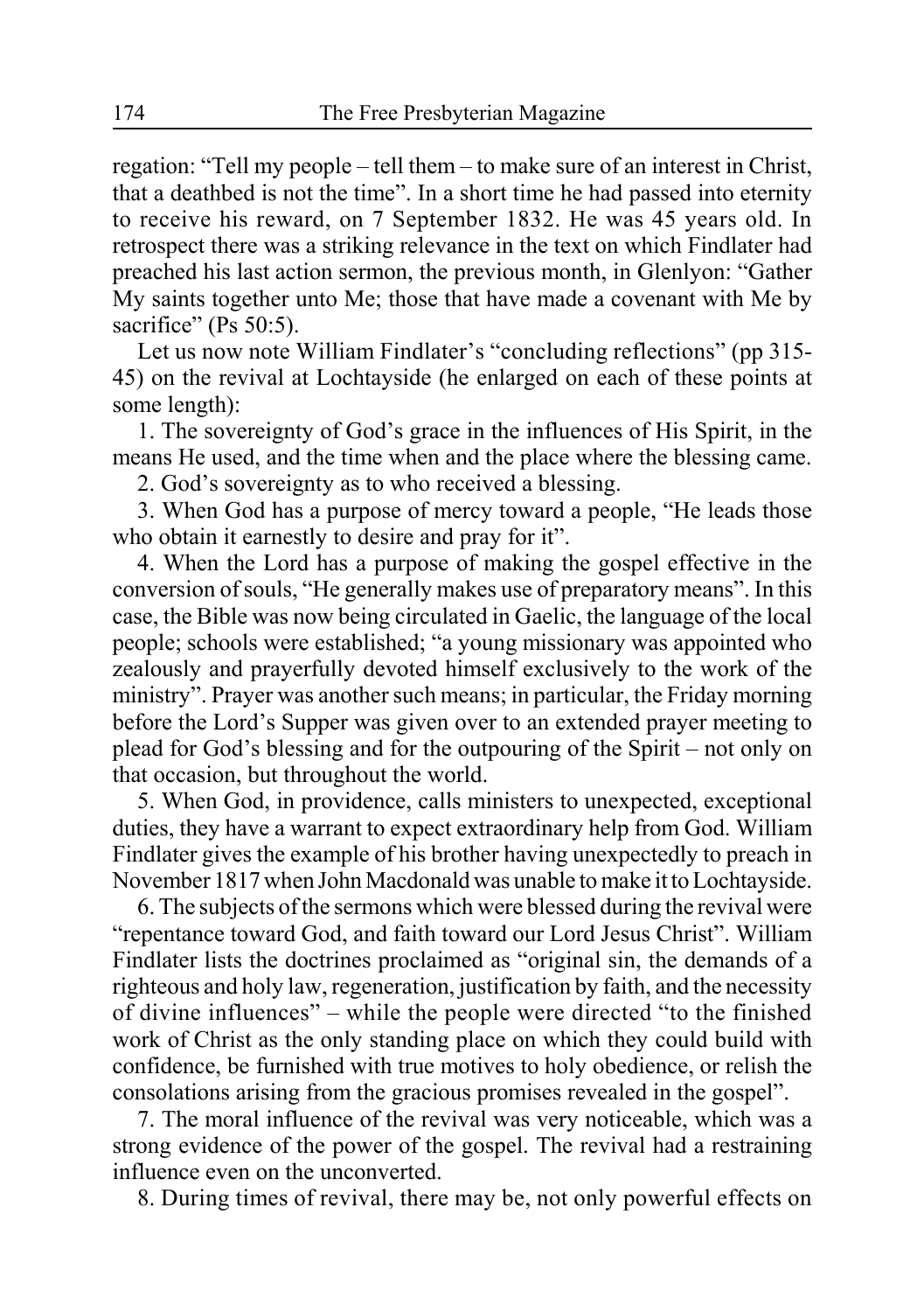regation: "Tell my people – tell them – to make sure of an interest in Christ, that a deathbed is not the time". In a short time he had passed into eternity to receive his reward, on 7 September 1832. He was 45 years old. In retrospect there was a striking relevance in the text on which Findlater had preached his last action sermon, the previous month, in Glenlyon: "Gather My saints together unto Me; those that have made a covenant with Me by sacrifice" (Ps 50:5).

Let us now note William Findlater's "concluding reflections" (pp 315-45) on the revival at Lochtayside (he enlarged on each of these points at some length):

1. The sovereignty of God's grace in the influences of His Spirit, in the means He used, and the time when and the place where the blessing came.

2. God's sovereignty as to who received a blessing.

3. When God has a purpose of mercy toward a people, "He leads those who obtain it earnestly to desire and pray for it".

4. When the Lord has a purpose of making the gospel effective in the conversion of souls, "He generally makes use of preparatory means". In this case, the Bible was now being circulated in Gaelic, the language of the local people; schools were established; "a young missionary was appointed who zealously and prayerfully devoted himself exclusively to the work of the ministry". Prayer was another such means; in particular, the Friday morning before the Lord's Supper was given over to an extended prayer meeting to plead for God's blessing and for the outpouring of the Spirit – not only on that occasion, but throughout the world.

5. When God, in providence, calls ministers to unexpected, exceptional duties, they have a warrant to expect extraordinary help from God. William Findlater gives the example of his brother having unexpectedly to preach in November 1817 when John Macdonald was unable to make it to Lochtayside.

6. The subjects of the sermons which were blessed during the revival were "repentance toward God, and faith toward our Lord Jesus Christ". William Findlater lists the doctrines proclaimed as "original sin, the demands of a righteous and holy law, regeneration, justification by faith, and the necessity of divine influences" – while the people were directed "to the finished work of Christ as the only standing place on which they could build with confidence, be furnished with true motives to holy obedience, or relish the consolations arising from the gracious promises revealed in the gospel".

7. The moral influence of the revival was very noticeable, which was a strong evidence of the power of the gospel. The revival had a restraining influence even on the unconverted.

8. During times of revival, there may be, not only powerful effects on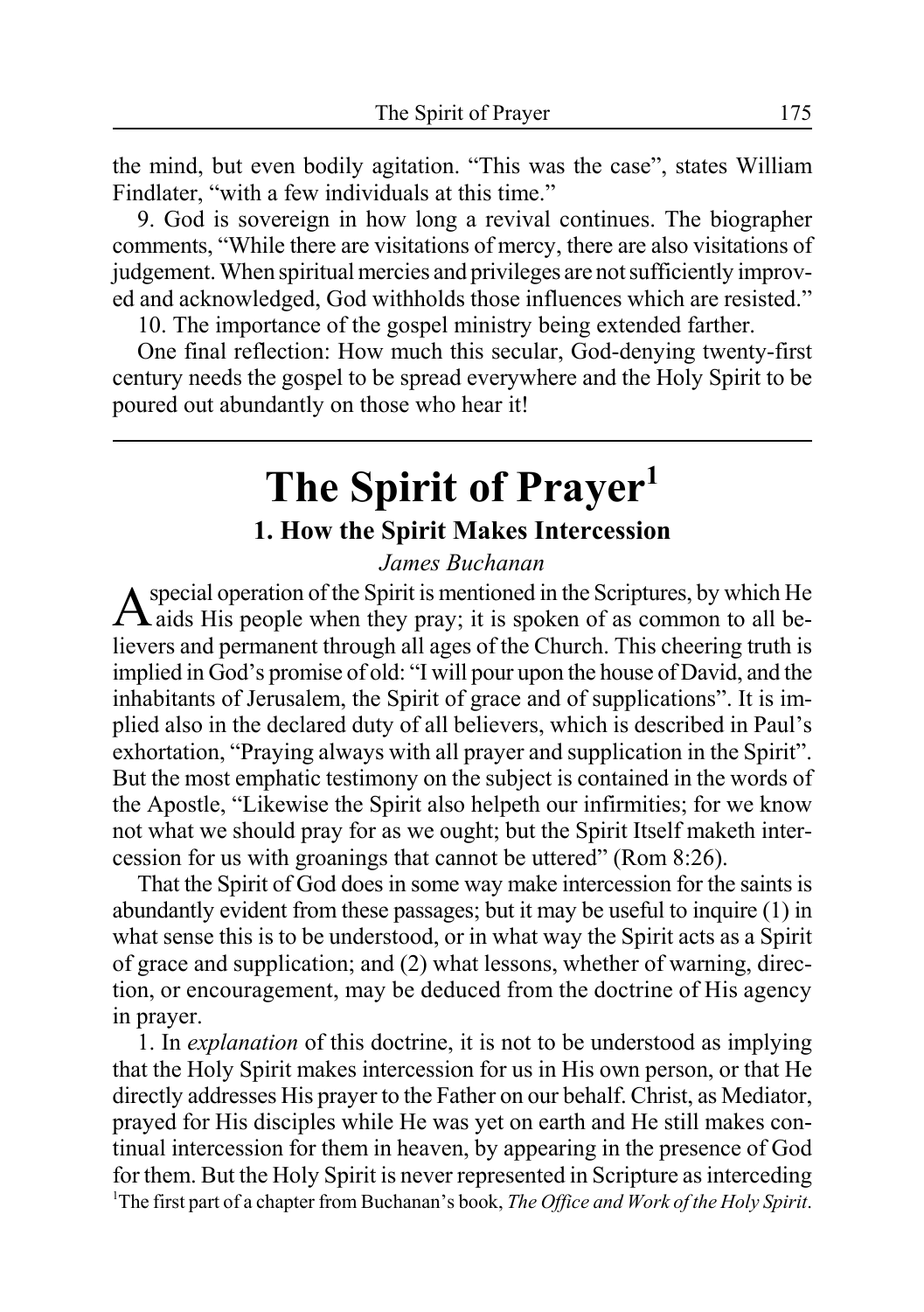the mind, but even bodily agitation. “This was the case”, states William Findlater, “with a few individuals at this time.”

9. God is sovereign in how long a revival continues. The biographer comments, “While there are visitations of mercy, there are also visitations of judgement. When spiritual mercies and privileges are not sufficiently improved and acknowledged, God withholds those influences which are resisted.”

10. The importance of the gospel ministry being extended farther.

One final reflection: How much this secular, God-denying twenty-first century needs the gospel to be spread everywhere and the Holy Spirit to be poured out abundantly on those who hear it!

---

# The Spirit of Prayer[1]

## 1. How the Spirit Makes Intercession

*James Buchanan*

A special operation of the Spirit is mentioned in the Scriptures, by which He aids His people when they pray; it is spoken of as common to all believers and permanent through all ages of the Church. This cheering truth is implied in God’s promise of old: “I will pour upon the house of David, and the inhabitants of Jerusalem, the Spirit of grace and of supplications”. It is implied also in the declared duty of all believers, which is described in Paul’s exhortation, “Praying always with all prayer and supplication in the Spirit”. But the most emphatic testimony on the subject is contained in the words of the Apostle, “Likewise the Spirit also helpeth our infirmities; for we know not what we should pray for as we ought; but the Spirit Itself maketh intercession for us with groanings that cannot be uttered” (Rom 8:26).

That the Spirit of God does in some way make intercession for the saints is abundantly evident from these passages; but it may be useful to inquire (1) in what sense this is to be understood, or in what way the Spirit acts as a Spirit of grace and supplication; and (2) what lessons, whether of warning, direction, or encouragement, may be deduced from the doctrine of His agency in prayer.

1. In *explanation* of this doctrine, it is not to be understood as implying that the Holy Spirit makes intercession for us in His own person, or that He directly addresses His prayer to the Father on our behalf. Christ, as Mediator, prayed for His disciples while He was yet on earth and He still makes continual intercession for them in heaven, by appearing in the presence of God for them. But the Holy Spirit is never represented in Scripture as interceding

[1]The first part of a chapter from Buchanan’s book, *The Office and Work of the Holy Spirit*.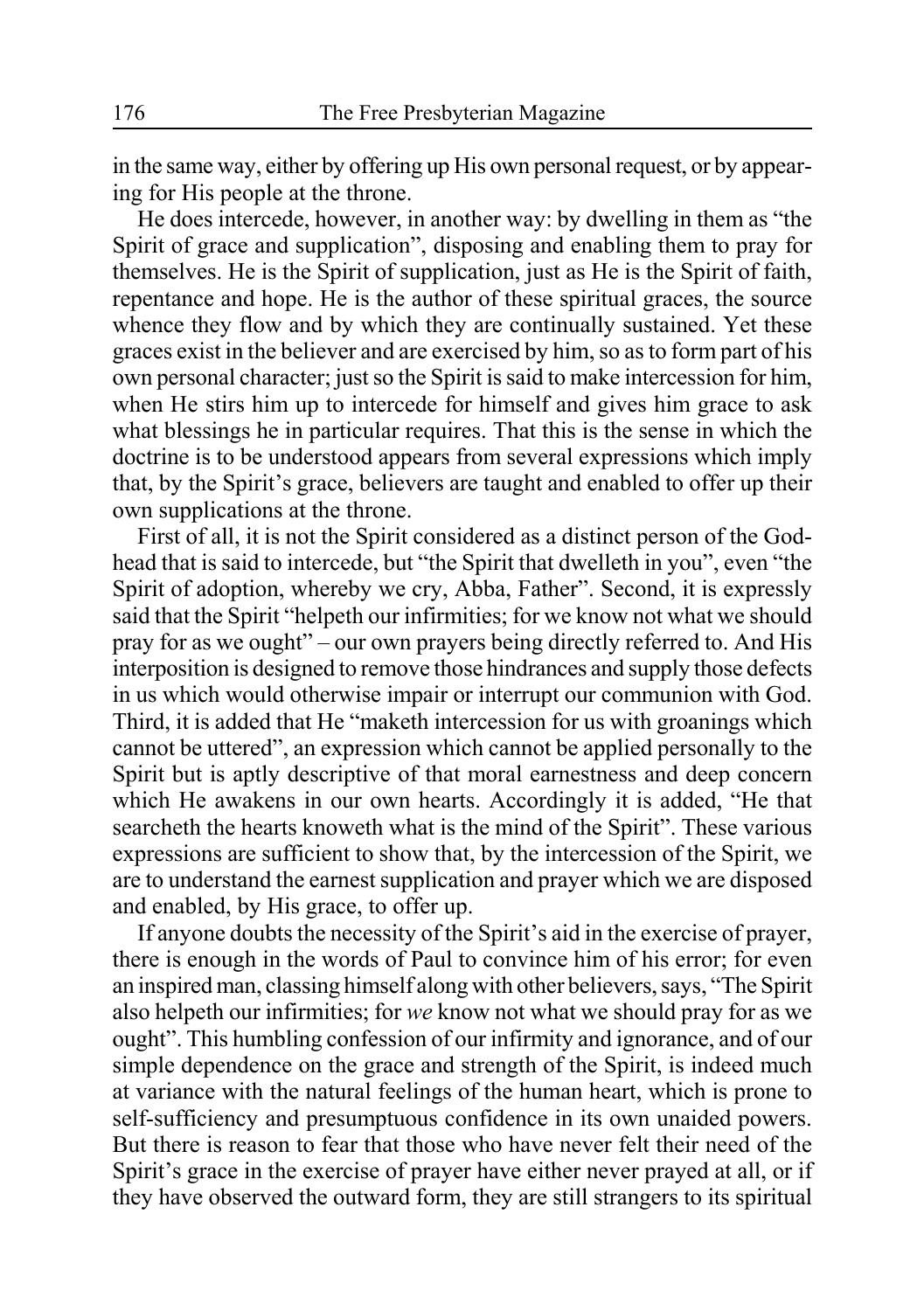in the same way, either by offering up His own personal request, or by appearing for His people at the throne.

He does intercede, however, in another way: by dwelling in them as "the Spirit of grace and supplication", disposing and enabling them to pray for themselves. He is the Spirit of supplication, just as He is the Spirit of faith, repentance and hope. He is the author of these spiritual graces, the source whence they flow and by which they are continually sustained. Yet these graces exist in the believer and are exercised by him, so as to form part of his own personal character; just so the Spirit is said to make intercession for him, when He stirs him up to intercede for himself and gives him grace to ask what blessings he in particular requires. That this is the sense in which the doctrine is to be understood appears from several expressions which imply that, by the Spirit's grace, believers are taught and enabled to offer up their own supplications at the throne.

First of all, it is not the Spirit considered as a distinct person of the Godhead that is said to intercede, but "the Spirit that dwelleth in you", even "the Spirit of adoption, whereby we cry, Abba, Father". Second, it is expressly said that the Spirit "helpeth our infirmities; for we know not what we should pray for as we ought" – our own prayers being directly referred to. And His interposition is designed to remove those hindrances and supply those defects in us which would otherwise impair or interrupt our communion with God. Third, it is added that He "maketh intercession for us with groanings which cannot be uttered", an expression which cannot be applied personally to the Spirit but is aptly descriptive of that moral earnestness and deep concern which He awakens in our own hearts. Accordingly it is added, "He that searcheth the hearts knoweth what is the mind of the Spirit". These various expressions are sufficient to show that, by the intercession of the Spirit, we are to understand the earnest supplication and prayer which we are disposed and enabled, by His grace, to offer up.

If anyone doubts the necessity of the Spirit's aid in the exercise of prayer, there is enough in the words of Paul to convince him of his error; for even an inspired man, classing himself along with other believers, says, "The Spirit also helpeth our infirmities; for *we* know not what we should pray for as we ought". This humbling confession of our infirmity and ignorance, and of our simple dependence on the grace and strength of the Spirit, is indeed much at variance with the natural feelings of the human heart, which is prone to self-sufficiency and presumptuous confidence in its own unaided powers. But there is reason to fear that those who have never felt their need of the Spirit's grace in the exercise of prayer have either never prayed at all, or if they have observed the outward form, they are still strangers to its spiritual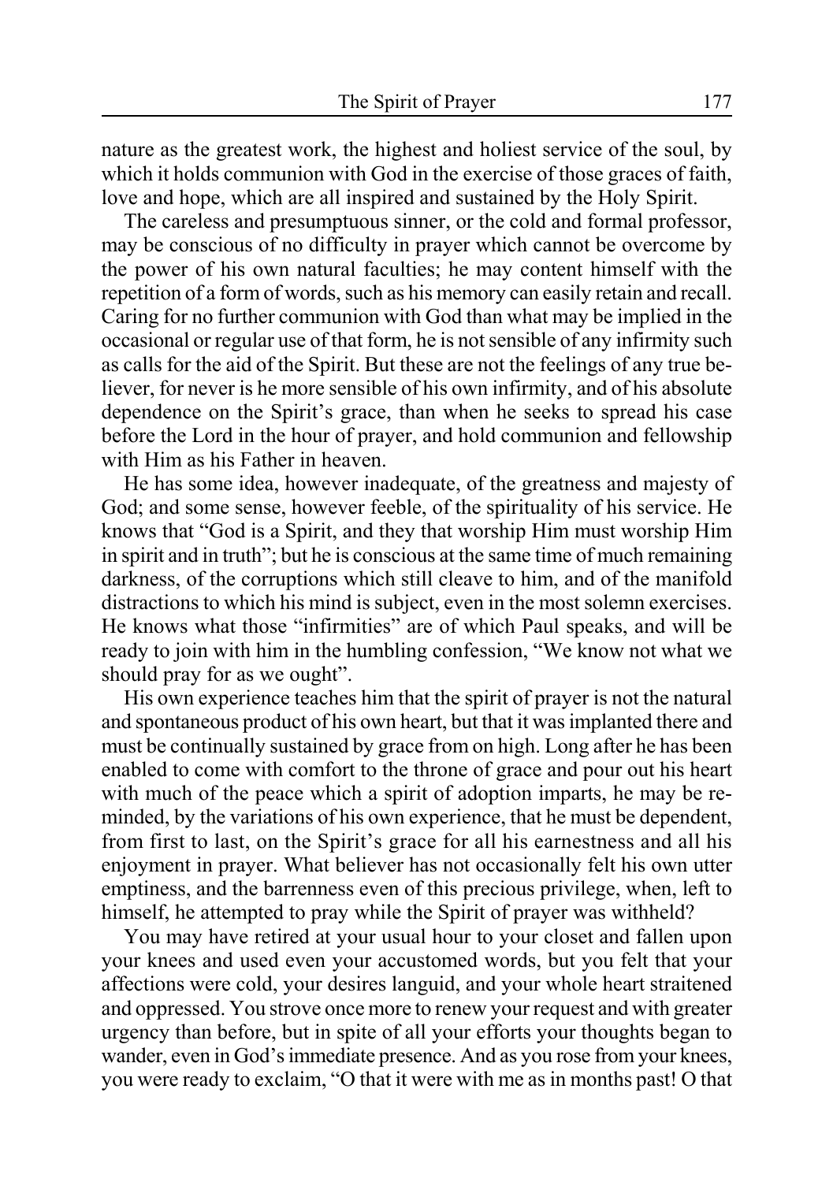nature as the greatest work, the highest and holiest service of the soul, by which it holds communion with God in the exercise of those graces of faith, love and hope, which are all inspired and sustained by the Holy Spirit.

The careless and presumptuous sinner, or the cold and formal professor, may be conscious of no difficulty in prayer which cannot be overcome by the power of his own natural faculties; he may content himself with the repetition of a form of words, such as his memory can easily retain and recall. Caring for no further communion with God than what may be implied in the occasional or regular use of that form, he is not sensible of any infirmity such as calls for the aid of the Spirit. But these are not the feelings of any true believer, for never is he more sensible of his own infirmity, and of his absolute dependence on the Spirit's grace, than when he seeks to spread his case before the Lord in the hour of prayer, and hold communion and fellowship with Him as his Father in heaven.

He has some idea, however inadequate, of the greatness and majesty of God; and some sense, however feeble, of the spirituality of his service. He knows that "God is a Spirit, and they that worship Him must worship Him in spirit and in truth"; but he is conscious at the same time of much remaining darkness, of the corruptions which still cleave to him, and of the manifold distractions to which his mind is subject, even in the most solemn exercises. He knows what those "infirmities" are of which Paul speaks, and will be ready to join with him in the humbling confession, "We know not what we should pray for as we ought".

His own experience teaches him that the spirit of prayer is not the natural and spontaneous product of his own heart, but that it was implanted there and must be continually sustained by grace from on high. Long after he has been enabled to come with comfort to the throne of grace and pour out his heart with much of the peace which a spirit of adoption imparts, he may be reminded, by the variations of his own experience, that he must be dependent, from first to last, on the Spirit's grace for all his earnestness and all his enjoyment in prayer. What believer has not occasionally felt his own utter emptiness, and the barrenness even of this precious privilege, when, left to himself, he attempted to pray while the Spirit of prayer was withheld?

You may have retired at your usual hour to your closet and fallen upon your knees and used even your accustomed words, but you felt that your affections were cold, your desires languid, and your whole heart straitened and oppressed. You strove once more to renew your request and with greater urgency than before, but in spite of all your efforts your thoughts began to wander, even in God's immediate presence. And as you rose from your knees, you were ready to exclaim, "O that it were with me as in months past! O that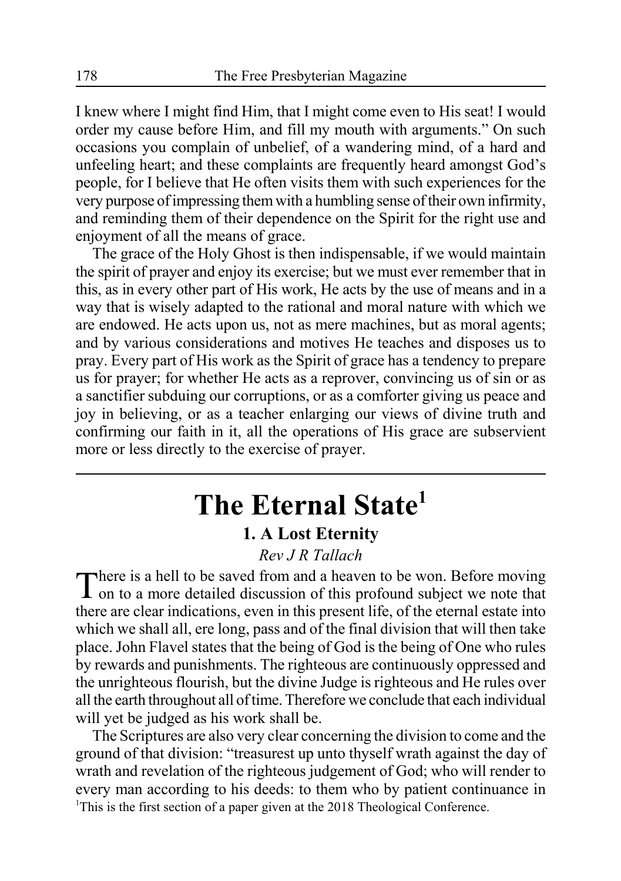I knew where I might find Him, that I might come even to His seat! I would order my cause before Him, and fill my mouth with arguments." On such occasions you complain of unbelief, of a wandering mind, of a hard and unfeeling heart; and these complaints are frequently heard amongst God's people, for I believe that He often visits them with such experiences for the very purpose of impressing them with a humbling sense of their own infirmity, and reminding them of their dependence on the Spirit for the right use and enjoyment of all the means of grace.

The grace of the Holy Ghost is then indispensable, if we would maintain the spirit of prayer and enjoy its exercise; but we must ever remember that in this, as in every other part of His work, He acts by the use of means and in a way that is wisely adapted to the rational and moral nature with which we are endowed. He acts upon us, not as mere machines, but as moral agents; and by various considerations and motives He teaches and disposes us to pray. Every part of His work as the Spirit of grace has a tendency to prepare us for prayer; for whether He acts as a reprover, convincing us of sin or as a sanctifier subduing our corruptions, or as a comforter giving us peace and joy in believing, or as a teacher enlarging our views of divine truth and confirming our faith in it, all the operations of His grace are subservient more or less directly to the exercise of prayer.

---

# The Eternal State[1]

## 1. A Lost Eternity

*Rev J R Tallach*

There is a hell to be saved from and a heaven to be won. Before moving on to a more detailed discussion of this profound subject we note that there are clear indications, even in this present life, of the eternal estate into which we shall all, ere long, pass and of the final division that will then take place. John Flavel states that the being of God is the being of One who rules by rewards and punishments. The righteous are continuously oppressed and the unrighteous flourish, but the divine Judge is righteous and He rules over all the earth throughout all of time. Therefore we conclude that each individual will yet be judged as his work shall be.

The Scriptures are also very clear concerning the division to come and the ground of that division: "treasurest up unto thyself wrath against the day of wrath and revelation of the righteous judgement of God; who will render to every man according to his deeds: to them who by patient continuance in

[1]This is the first section of a paper given at the 2018 Theological Conference.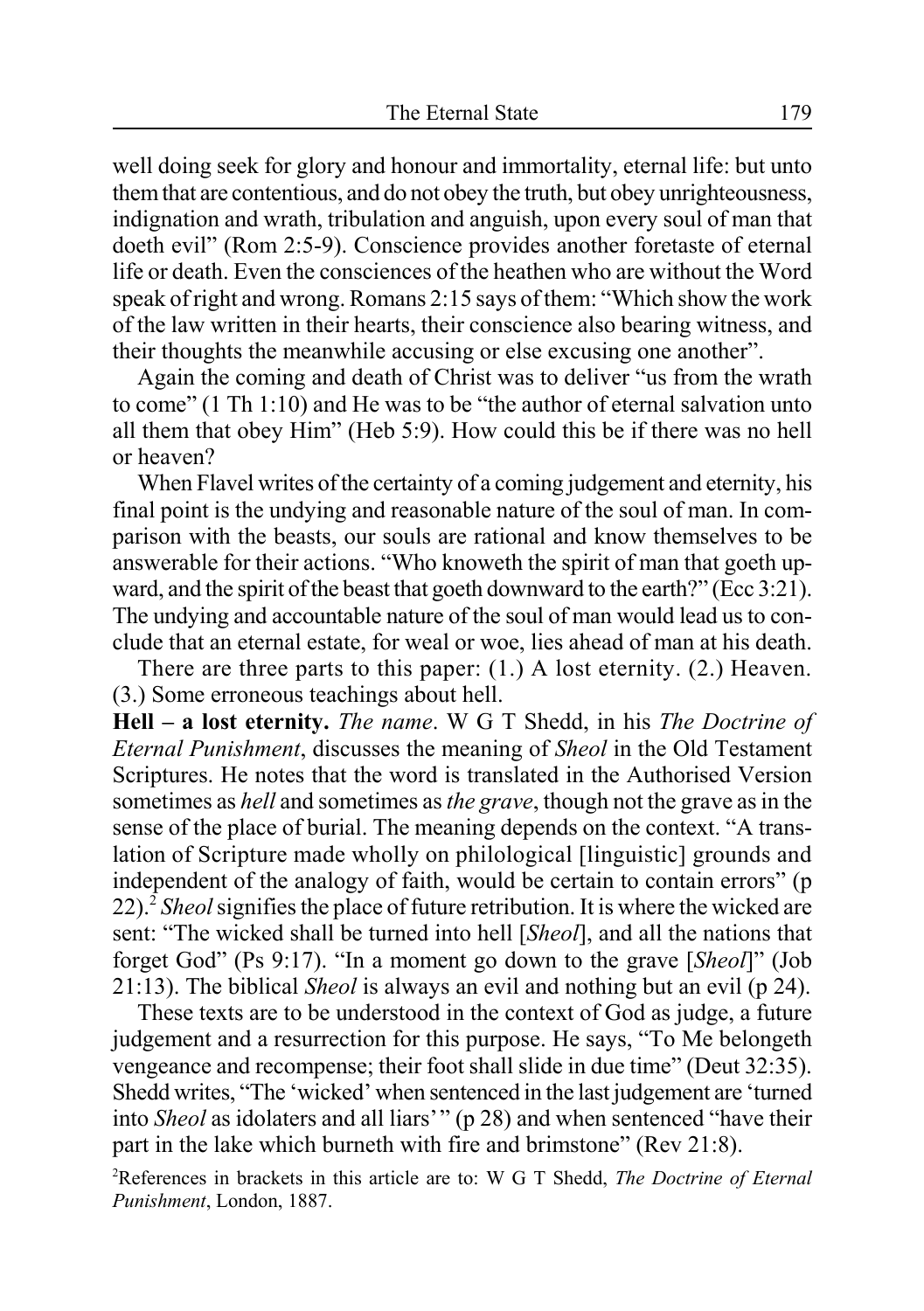well doing seek for glory and honour and immortality, eternal life: but unto them that are contentious, and do not obey the truth, but obey unrighteousness, indignation and wrath, tribulation and anguish, upon every soul of man that doeth evil" (Rom 2:5-9). Conscience provides another foretaste of eternal life or death. Even the consciences of the heathen who are without the Word speak of right and wrong. Romans 2:15 says of them: "Which show the work of the law written in their hearts, their conscience also bearing witness, and their thoughts the meanwhile accusing or else excusing one another".

Again the coming and death of Christ was to deliver "us from the wrath to come" (1 Th 1:10) and He was to be "the author of eternal salvation unto all them that obey Him" (Heb 5:9). How could this be if there was no hell or heaven?

When Flavel writes of the certainty of a coming judgement and eternity, his final point is the undying and reasonable nature of the soul of man. In comparison with the beasts, our souls are rational and know themselves to be answerable for their actions. "Who knoweth the spirit of man that goeth upward, and the spirit of the beast that goeth downward to the earth?" (Ecc 3:21). The undying and accountable nature of the soul of man would lead us to conclude that an eternal estate, for weal or woe, lies ahead of man at his death.

There are three parts to this paper: (1.) A lost eternity. (2.) Heaven. (3.) Some erroneous teachings about hell.

**Hell – a lost eternity.** *The name*. W G T Shedd, in his *The Doctrine of Eternal Punishment*, discusses the meaning of *Sheol* in the Old Testament Scriptures. He notes that the word is translated in the Authorised Version sometimes as *hell* and sometimes as *the grave*, though not the grave as in the sense of the place of burial. The meaning depends on the context. "A translation of Scripture made wholly on philological [linguistic] grounds and independent of the analogy of faith, would be certain to contain errors" (p 22).[2] *Sheol* signifies the place of future retribution. It is where the wicked are sent: "The wicked shall be turned into hell [*Sheol*], and all the nations that forget God" (Ps 9:17). "In a moment go down to the grave [*Sheol*]" (Job 21:13). The biblical *Sheol* is always an evil and nothing but an evil (p 24).

These texts are to be understood in the context of God as judge, a future judgement and a resurrection for this purpose. He says, "To Me belongeth vengeance and recompense; their foot shall slide in due time" (Deut 32:35). Shedd writes, "The 'wicked' when sentenced in the last judgement are 'turned into *Sheol* as idolaters and all liars'" (p 28) and when sentenced "have their part in the lake which burneth with fire and brimstone" (Rev 21:8).

[2]References in brackets in this article are to: W G T Shedd, *The Doctrine of Eternal Punishment*, London, 1887.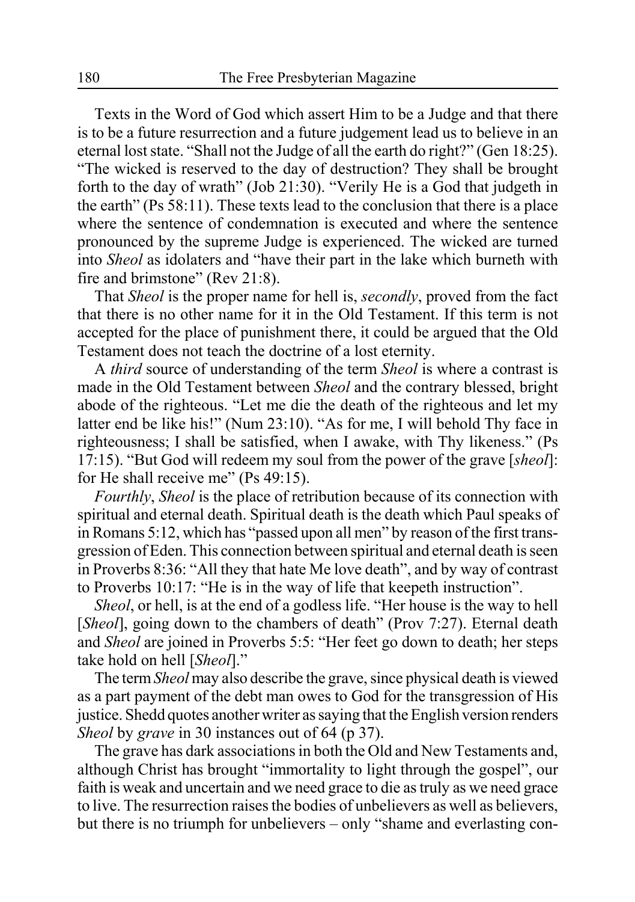Texts in the Word of God which assert Him to be a Judge and that there is to be a future resurrection and a future judgement lead us to believe in an eternal lost state. "Shall not the Judge of all the earth do right?" (Gen 18:25). "The wicked is reserved to the day of destruction? They shall be brought forth to the day of wrath" (Job 21:30). "Verily He is a God that judgeth in the earth" (Ps 58:11). These texts lead to the conclusion that there is a place where the sentence of condemnation is executed and where the sentence pronounced by the supreme Judge is experienced. The wicked are turned into *Sheol* as idolaters and "have their part in the lake which burneth with fire and brimstone" (Rev 21:8).

That *Sheol* is the proper name for hell is, *secondly*, proved from the fact that there is no other name for it in the Old Testament. If this term is not accepted for the place of punishment there, it could be argued that the Old Testament does not teach the doctrine of a lost eternity.

A *third* source of understanding of the term *Sheol* is where a contrast is made in the Old Testament between *Sheol* and the contrary blessed, bright abode of the righteous. "Let me die the death of the righteous and let my latter end be like his!" (Num 23:10). "As for me, I will behold Thy face in righteousness; I shall be satisfied, when I awake, with Thy likeness." (Ps 17:15). "But God will redeem my soul from the power of the grave [*sheol*]: for He shall receive me" (Ps 49:15).

*Fourthly*, *Sheol* is the place of retribution because of its connection with spiritual and eternal death. Spiritual death is the death which Paul speaks of in Romans 5:12, which has "passed upon all men" by reason of the first transgression of Eden. This connection between spiritual and eternal death is seen in Proverbs 8:36: "All they that hate Me love death", and by way of contrast to Proverbs 10:17: "He is in the way of life that keepeth instruction".

*Sheol*, or hell, is at the end of a godless life. "Her house is the way to hell [*Sheol*], going down to the chambers of death" (Prov 7:27). Eternal death and *Sheol* are joined in Proverbs 5:5: "Her feet go down to death; her steps take hold on hell [*Sheol*]."

The term *Sheol* may also describe the grave, since physical death is viewed as a part payment of the debt man owes to God for the transgression of His justice. Shedd quotes another writer as saying that the English version renders *Sheol* by *grave* in 30 instances out of 64 (p 37).

The grave has dark associations in both the Old and New Testaments and, although Christ has brought "immortality to light through the gospel", our faith is weak and uncertain and we need grace to die as truly as we need grace to live. The resurrection raises the bodies of unbelievers as well as believers, but there is no triumph for unbelievers – only "shame and everlasting con-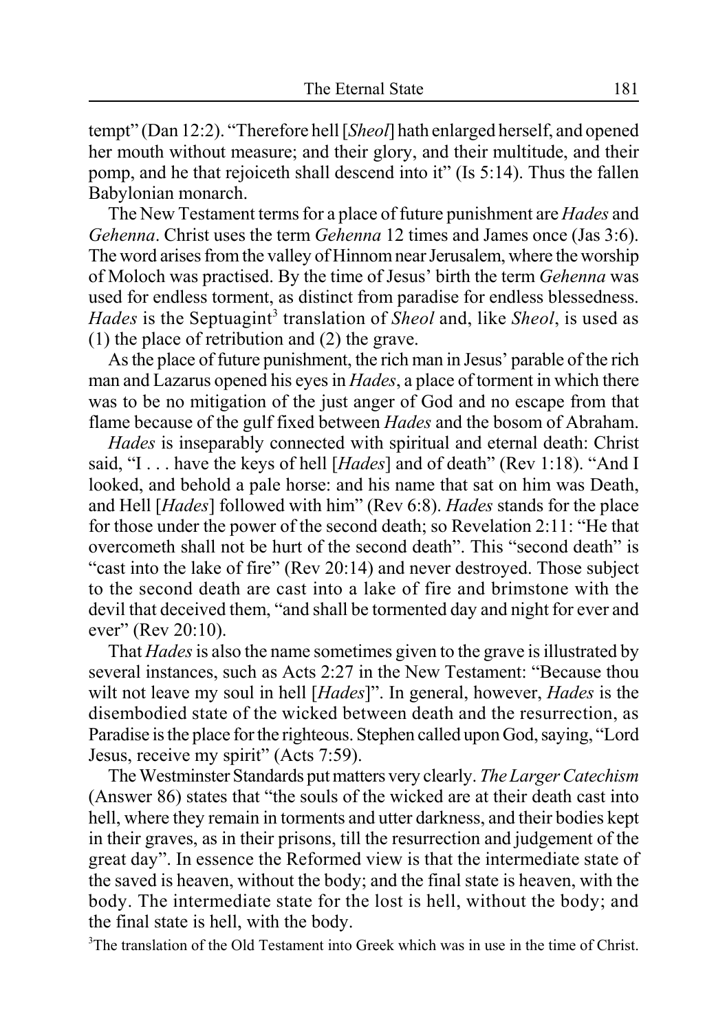tempt" (Dan 12:2). "Therefore hell [*Sheol*] hath enlarged herself, and opened her mouth without measure; and their glory, and their multitude, and their pomp, and he that rejoiceth shall descend into it" (Is 5:14). Thus the fallen Babylonian monarch.

The New Testament terms for a place of future punishment are *Hades* and *Gehenna*. Christ uses the term *Gehenna* 12 times and James once (Jas 3:6). The word arises from the valley of Hinnom near Jerusalem, where the worship of Moloch was practised. By the time of Jesus' birth the term *Gehenna* was used for endless torment, as distinct from paradise for endless blessedness. *Hades* is the Septuagint[3] translation of *Sheol* and, like *Sheol*, is used as (1) the place of retribution and (2) the grave.

As the place of future punishment, the rich man in Jesus' parable of the rich man and Lazarus opened his eyes in *Hades*, a place of torment in which there was to be no mitigation of the just anger of God and no escape from that flame because of the gulf fixed between *Hades* and the bosom of Abraham.

*Hades* is inseparably connected with spiritual and eternal death: Christ said, "I . . . have the keys of hell [*Hades*] and of death" (Rev 1:18). "And I looked, and behold a pale horse: and his name that sat on him was Death, and Hell [*Hades*] followed with him" (Rev 6:8). *Hades* stands for the place for those under the power of the second death; so Revelation 2:11: "He that overcometh shall not be hurt of the second death". This "second death" is "cast into the lake of fire" (Rev 20:14) and never destroyed. Those subject to the second death are cast into a lake of fire and brimstone with the devil that deceived them, "and shall be tormented day and night for ever and ever" (Rev 20:10).

That *Hades* is also the name sometimes given to the grave is illustrated by several instances, such as Acts 2:27 in the New Testament: "Because thou wilt not leave my soul in hell [*Hades*]". In general, however, *Hades* is the disembodied state of the wicked between death and the resurrection, as Paradise is the place for the righteous. Stephen called upon God, saying, "Lord Jesus, receive my spirit" (Acts 7:59).

The Westminster Standards put matters very clearly. *The Larger Catechism* (Answer 86) states that "the souls of the wicked are at their death cast into hell, where they remain in torments and utter darkness, and their bodies kept in their graves, as in their prisons, till the resurrection and judgement of the great day". In essence the Reformed view is that the intermediate state of the saved is heaven, without the body; and the final state is heaven, with the body. The intermediate state for the lost is hell, without the body; and the final state is hell, with the body.

[3] The translation of the Old Testament into Greek which was in use in the time of Christ.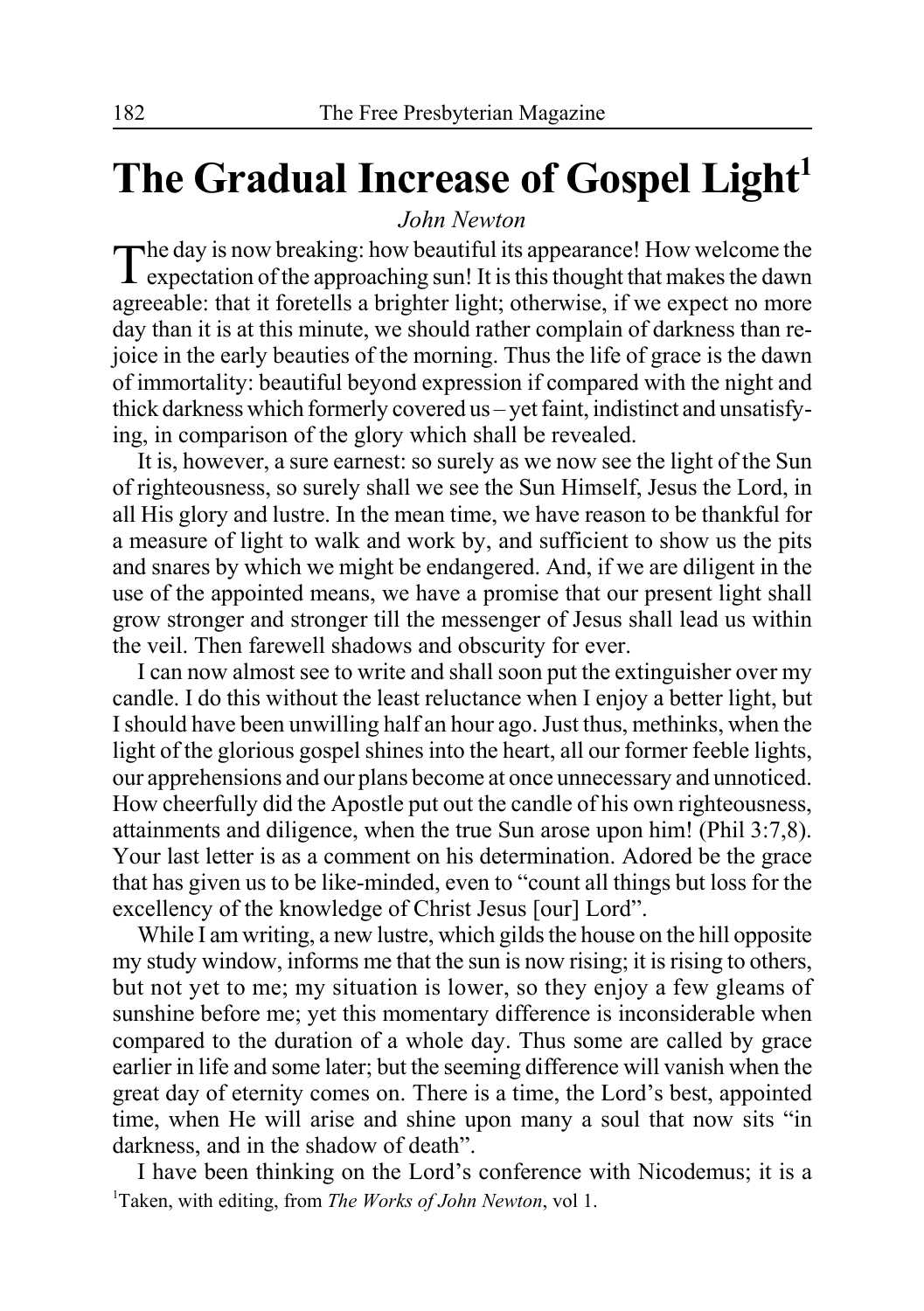# The Gradual Increase of Gospel Light[1]

*John Newton*

The day is now breaking: how beautiful its appearance! How welcome the expectation of the approaching sun! It is this thought that makes the dawn agreeable: that it foretells a brighter light; otherwise, if we expect no more day than it is at this minute, we should rather complain of darkness than rejoice in the early beauties of the morning. Thus the life of grace is the dawn of immortality: beautiful beyond expression if compared with the night and thick darkness which formerly covered us – yet faint, indistinct and unsatisfying, in comparison of the glory which shall be revealed.

It is, however, a sure earnest: so surely as we now see the light of the Sun of righteousness, so surely shall we see the Sun Himself, Jesus the Lord, in all His glory and lustre. In the mean time, we have reason to be thankful for a measure of light to walk and work by, and sufficient to show us the pits and snares by which we might be endangered. And, if we are diligent in the use of the appointed means, we have a promise that our present light shall grow stronger and stronger till the messenger of Jesus shall lead us within the veil. Then farewell shadows and obscurity for ever.

I can now almost see to write and shall soon put the extinguisher over my candle. I do this without the least reluctance when I enjoy a better light, but I should have been unwilling half an hour ago. Just thus, methinks, when the light of the glorious gospel shines into the heart, all our former feeble lights, our apprehensions and our plans become at once unnecessary and unnoticed. How cheerfully did the Apostle put out the candle of his own righteousness, attainments and diligence, when the true Sun arose upon him! (Phil 3:7,8). Your last letter is as a comment on his determination. Adored be the grace that has given us to be like-minded, even to "count all things but loss for the excellency of the knowledge of Christ Jesus [our] Lord".

While I am writing, a new lustre, which gilds the house on the hill opposite my study window, informs me that the sun is now rising; it is rising to others, but not yet to me; my situation is lower, so they enjoy a few gleams of sunshine before me; yet this momentary difference is inconsiderable when compared to the duration of a whole day. Thus some are called by grace earlier in life and some later; but the seeming difference will vanish when the great day of eternity comes on. There is a time, the Lord's best, appointed time, when He will arise and shine upon many a soul that now sits "in darkness, and in the shadow of death".

I have been thinking on the Lord's conference with Nicodemus; it is a

[1]Taken, with editing, from *The Works of John Newton*, vol 1.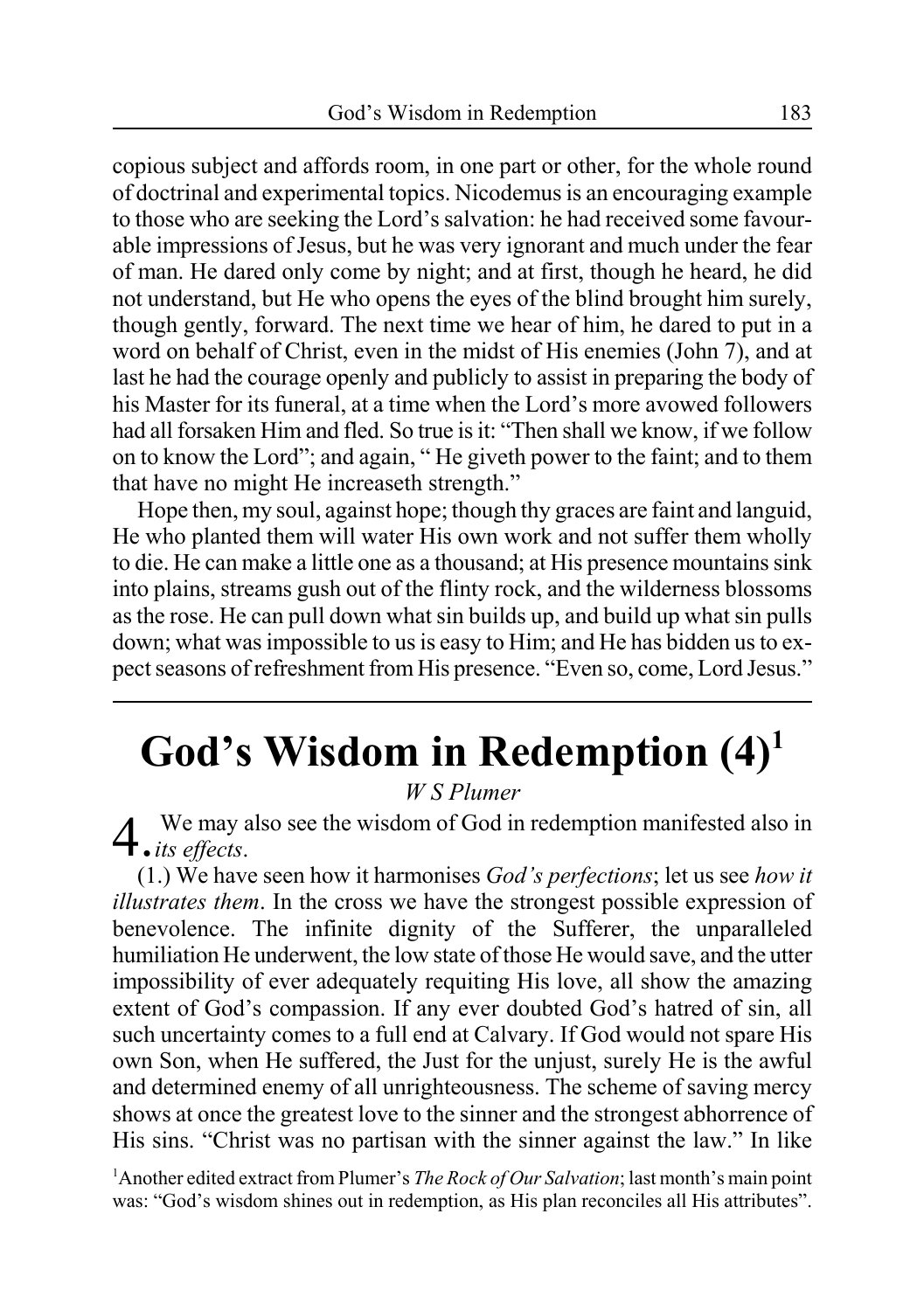copious subject and affords room, in one part or other, for the whole round of doctrinal and experimental topics. Nicodemus is an encouraging example to those who are seeking the Lord's salvation: he had received some favourable impressions of Jesus, but he was very ignorant and much under the fear of man. He dared only come by night; and at first, though he heard, he did not understand, but He who opens the eyes of the blind brought him surely, though gently, forward. The next time we hear of him, he dared to put in a word on behalf of Christ, even in the midst of His enemies (John 7), and at last he had the courage openly and publicly to assist in preparing the body of his Master for its funeral, at a time when the Lord's more avowed followers had all forsaken Him and fled. So true is it: "Then shall we know, if we follow on to know the Lord"; and again, " He giveth power to the faint; and to them that have no might He increaseth strength."

Hope then, my soul, against hope; though thy graces are faint and languid, He who planted them will water His own work and not suffer them wholly to die. He can make a little one as a thousand; at His presence mountains sink into plains, streams gush out of the flinty rock, and the wilderness blossoms as the rose. He can pull down what sin builds up, and build up what sin pulls down; what was impossible to us is easy to Him; and He has bidden us to expect seasons of refreshment from His presence. "Even so, come, Lord Jesus."

---

# God's Wisdom in Redemption (4)[1]

*W S Plumer*

4. We may also see the wisdom of God in redemption manifested also in *its effects*.

(1.) We have seen how it harmonises *God's perfections*; let us see *how it illustrates them*. In the cross we have the strongest possible expression of benevolence. The infinite dignity of the Sufferer, the unparalleled humiliation He underwent, the low state of those He would save, and the utter impossibility of ever adequately requiting His love, all show the amazing extent of God's compassion. If any ever doubted God's hatred of sin, all such uncertainty comes to a full end at Calvary. If God would not spare His own Son, when He suffered, the Just for the unjust, surely He is the awful and determined enemy of all unrighteousness. The scheme of saving mercy shows at once the greatest love to the sinner and the strongest abhorrence of His sins. "Christ was no partisan with the sinner against the law." In like

[1]Another edited extract from Plumer's *The Rock of Our Salvation*; last month's main point was: "God's wisdom shines out in redemption, as His plan reconciles all His attributes".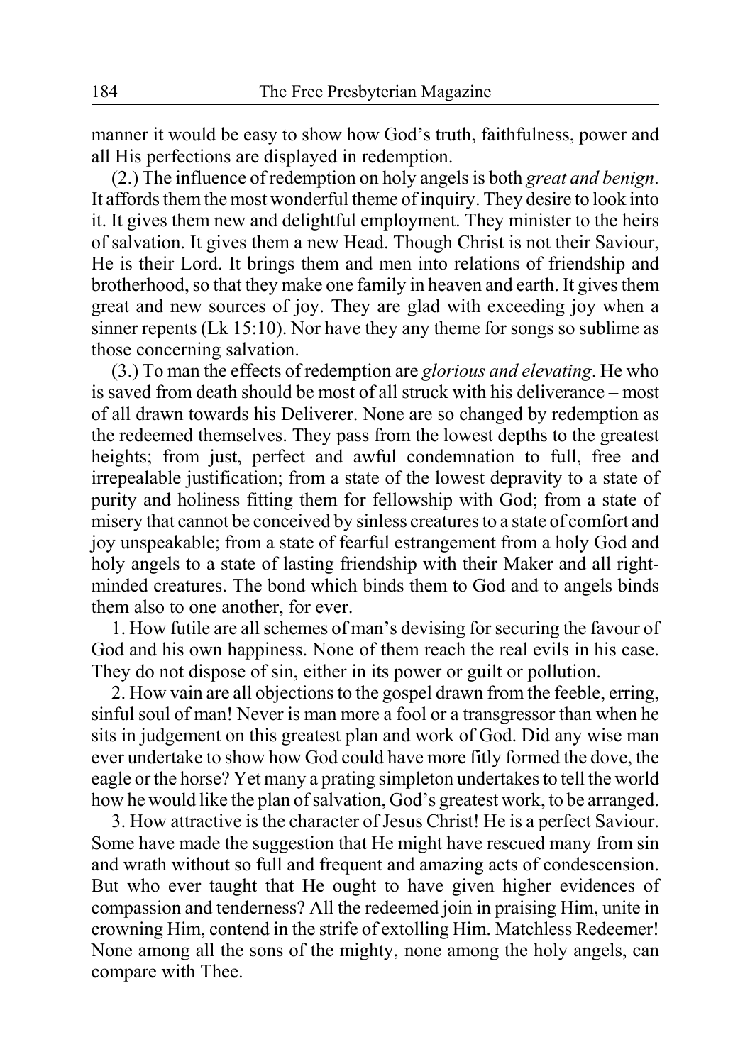manner it would be easy to show how God's truth, faithfulness, power and all His perfections are displayed in redemption.

(2.) The influence of redemption on holy angels is both *great and benign*. It affords them the most wonderful theme of inquiry. They desire to look into it. It gives them new and delightful employment. They minister to the heirs of salvation. It gives them a new Head. Though Christ is not their Saviour, He is their Lord. It brings them and men into relations of friendship and brotherhood, so that they make one family in heaven and earth. It gives them great and new sources of joy. They are glad with exceeding joy when a sinner repents (Lk 15:10). Nor have they any theme for songs so sublime as those concerning salvation.

(3.) To man the effects of redemption are *glorious and elevating*. He who is saved from death should be most of all struck with his deliverance – most of all drawn towards his Deliverer. None are so changed by redemption as the redeemed themselves. They pass from the lowest depths to the greatest heights; from just, perfect and awful condemnation to full, free and irrepealable justification; from a state of the lowest depravity to a state of purity and holiness fitting them for fellowship with God; from a state of misery that cannot be conceived by sinless creatures to a state of comfort and joy unspeakable; from a state of fearful estrangement from a holy God and holy angels to a state of lasting friendship with their Maker and all right-minded creatures. The bond which binds them to God and to angels binds them also to one another, for ever.

1. How futile are all schemes of man's devising for securing the favour of God and his own happiness. None of them reach the real evils in his case. They do not dispose of sin, either in its power or guilt or pollution.

2. How vain are all objections to the gospel drawn from the feeble, erring, sinful soul of man! Never is man more a fool or a transgressor than when he sits in judgement on this greatest plan and work of God. Did any wise man ever undertake to show how God could have more fitly formed the dove, the eagle or the horse? Yet many a prating simpleton undertakes to tell the world how he would like the plan of salvation, God's greatest work, to be arranged.

3. How attractive is the character of Jesus Christ! He is a perfect Saviour. Some have made the suggestion that He might have rescued many from sin and wrath without so full and frequent and amazing acts of condescension. But who ever taught that He ought to have given higher evidences of compassion and tenderness? All the redeemed join in praising Him, unite in crowning Him, contend in the strife of extolling Him. Matchless Redeemer! None among all the sons of the mighty, none among the holy angels, can compare with Thee.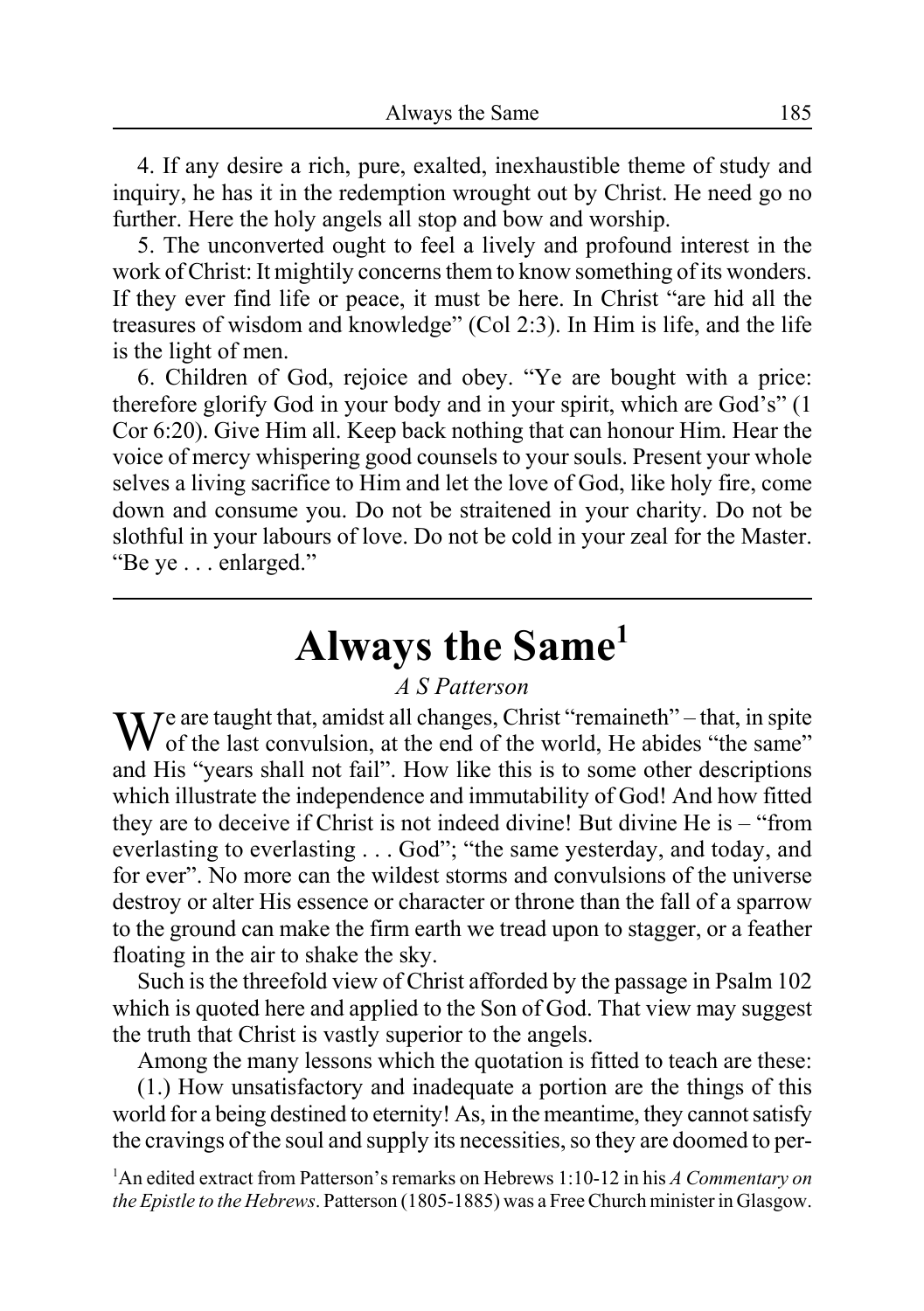4. If any desire a rich, pure, exalted, inexhaustible theme of study and inquiry, he has it in the redemption wrought out by Christ. He need go no further. Here the holy angels all stop and bow and worship.

5. The unconverted ought to feel a lively and profound interest in the work of Christ: It mightily concerns them to know something of its wonders. If they ever find life or peace, it must be here. In Christ "are hid all the treasures of wisdom and knowledge" (Col 2:3). In Him is life, and the life is the light of men.

6. Children of God, rejoice and obey. "Ye are bought with a price: therefore glorify God in your body and in your spirit, which are God's" (1 Cor 6:20). Give Him all. Keep back nothing that can honour Him. Hear the voice of mercy whispering good counsels to your souls. Present your whole selves a living sacrifice to Him and let the love of God, like holy fire, come down and consume you. Do not be straitened in your charity. Do not be slothful in your labours of love. Do not be cold in your zeal for the Master. "Be ye . . . enlarged."

# Always the Same[1]

*A S Patterson*

We are taught that, amidst all changes, Christ "remaineth" – that, in spite of the last convulsion, at the end of the world, He abides "the same" and His "years shall not fail". How like this is to some other descriptions which illustrate the independence and immutability of God! And how fitted they are to deceive if Christ is not indeed divine! But divine He is – "from everlasting to everlasting . . . God"; "the same yesterday, and today, and for ever". No more can the wildest storms and convulsions of the universe destroy or alter His essence or character or throne than the fall of a sparrow to the ground can make the firm earth we tread upon to stagger, or a feather floating in the air to shake the sky.

Such is the threefold view of Christ afforded by the passage in Psalm 102 which is quoted here and applied to the Son of God. That view may suggest the truth that Christ is vastly superior to the angels.

Among the many lessons which the quotation is fitted to teach are these:

(1.) How unsatisfactory and inadequate a portion are the things of this world for a being destined to eternity! As, in the meantime, they cannot satisfy the cravings of the soul and supply its necessities, so they are doomed to per-

[1]An edited extract from Patterson's remarks on Hebrews 1:10-12 in his *A Commentary on the Epistle to the Hebrews*. Patterson (1805-1885) was a Free Church minister in Glasgow.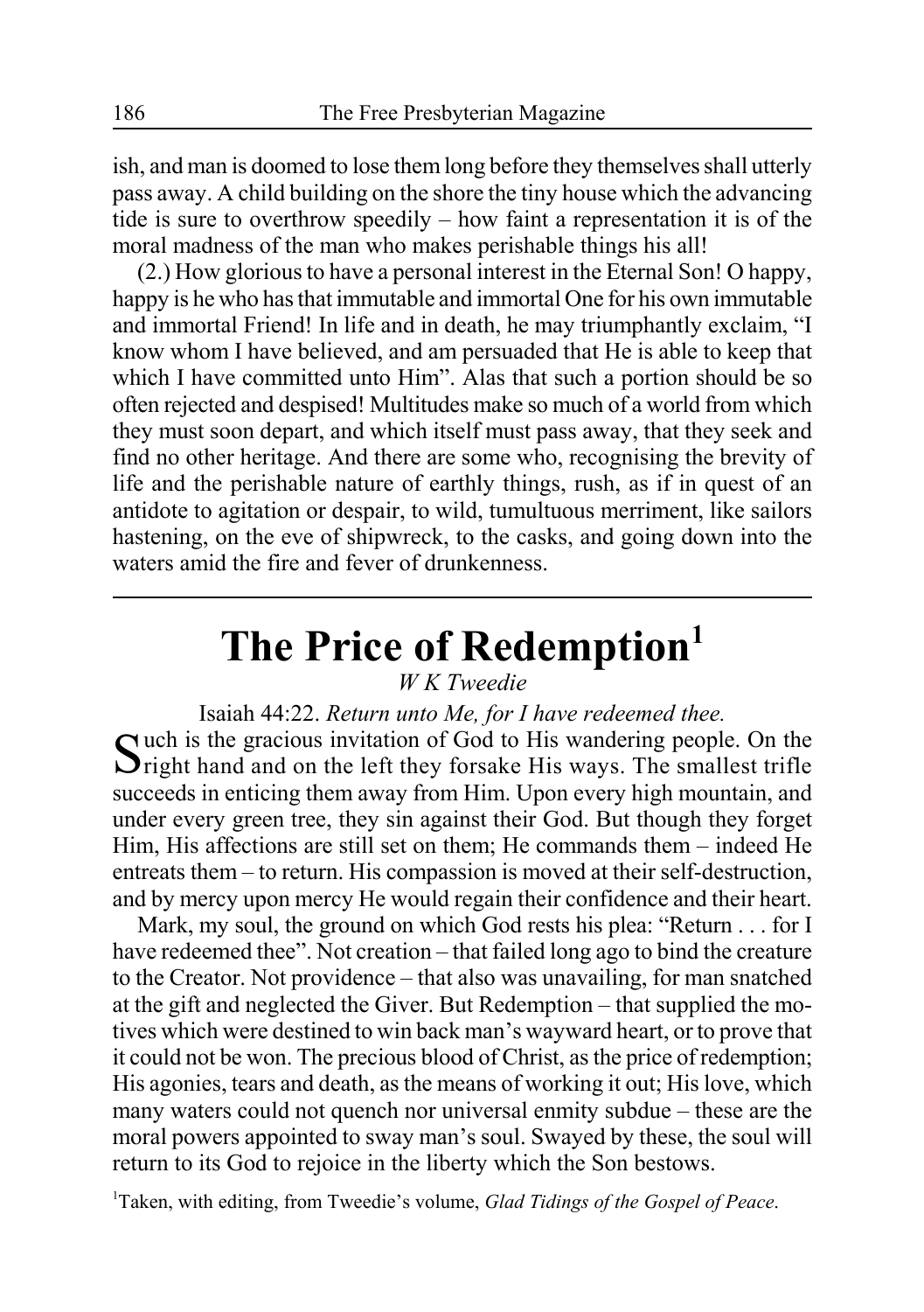ish, and man is doomed to lose them long before they themselves shall utterly pass away. A child building on the shore the tiny house which the advancing tide is sure to overthrow speedily – how faint a representation it is of the moral madness of the man who makes perishable things his all!

(2.) How glorious to have a personal interest in the Eternal Son! O happy, happy is he who has that immutable and immortal One for his own immutable and immortal Friend! In life and in death, he may triumphantly exclaim, "I know whom I have believed, and am persuaded that He is able to keep that which I have committed unto Him". Alas that such a portion should be so often rejected and despised! Multitudes make so much of a world from which they must soon depart, and which itself must pass away, that they seek and find no other heritage. And there are some who, recognising the brevity of life and the perishable nature of earthly things, rush, as if in quest of an antidote to agitation or despair, to wild, tumultuous merriment, like sailors hastening, on the eve of shipwreck, to the casks, and going down into the waters amid the fire and fever of drunkenness.

---

# The Price of Redemption[1]

*W K Tweedie*

Isaiah 44:22. *Return unto Me, for I have redeemed thee.*

Such is the gracious invitation of God to His wandering people. On the right hand and on the left they forsake His ways. The smallest trifle succeeds in enticing them away from Him. Upon every high mountain, and under every green tree, they sin against their God. But though they forget Him, His affections are still set on them; He commands them – indeed He entreats them – to return. His compassion is moved at their self-destruction, and by mercy upon mercy He would regain their confidence and their heart.

Mark, my soul, the ground on which God rests his plea: "Return . . . for I have redeemed thee". Not creation – that failed long ago to bind the creature to the Creator. Not providence – that also was unavailing, for man snatched at the gift and neglected the Giver. But Redemption – that supplied the motives which were destined to win back man's wayward heart, or to prove that it could not be won. The precious blood of Christ, as the price of redemption; His agonies, tears and death, as the means of working it out; His love, which many waters could not quench nor universal enmity subdue – these are the moral powers appointed to sway man's soul. Swayed by these, the soul will return to its God to rejoice in the liberty which the Son bestows.

[1]Taken, with editing, from Tweedie's volume, *Glad Tidings of the Gospel of Peace*.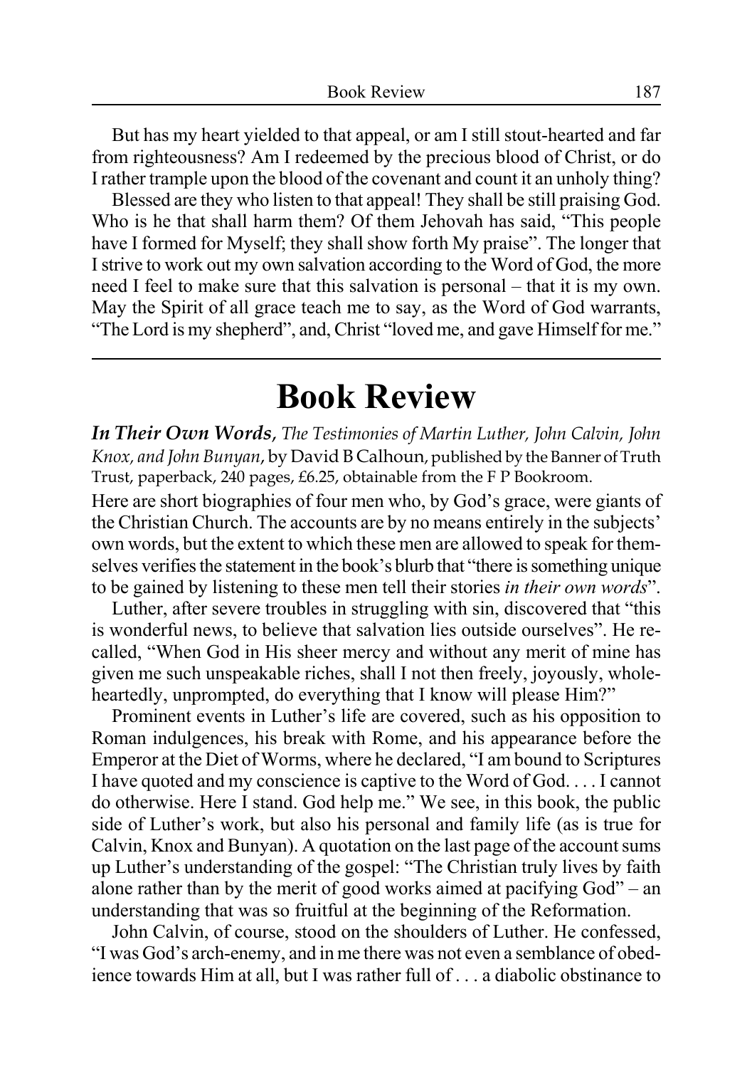But has my heart yielded to that appeal, or am I still stout-hearted and far from righteousness? Am I redeemed by the precious blood of Christ, or do I rather trample upon the blood of the covenant and count it an unholy thing?

Blessed are they who listen to that appeal! They shall be still praising God. Who is he that shall harm them? Of them Jehovah has said, "This people have I formed for Myself; they shall show forth My praise". The longer that I strive to work out my own salvation according to the Word of God, the more need I feel to make sure that this salvation is personal – that it is my own. May the Spirit of all grace teach me to say, as the Word of God warrants, "The Lord is my shepherd", and, Christ "loved me, and gave Himself for me."

---

# Book Review

***In Their Own Words***, *The Testimonies of Martin Luther, John Calvin, John Knox, and John Bunyan*, by David B Calhoun, published by the Banner of Truth Trust, paperback, 240 pages, £6.25, obtainable from the F P Bookroom.

Here are short biographies of four men who, by God's grace, were giants of the Christian Church. The accounts are by no means entirely in the subjects' own words, but the extent to which these men are allowed to speak for themselves verifies the statement in the book's blurb that "there is something unique to be gained by listening to these men tell their stories *in their own words*".

Luther, after severe troubles in struggling with sin, discovered that "this is wonderful news, to believe that salvation lies outside ourselves". He recalled, "When God in His sheer mercy and without any merit of mine has given me such unspeakable riches, shall I not then freely, joyously, wholeheartedly, unprompted, do everything that I know will please Him?"

Prominent events in Luther's life are covered, such as his opposition to Roman indulgences, his break with Rome, and his appearance before the Emperor at the Diet of Worms, where he declared, "I am bound to Scriptures I have quoted and my conscience is captive to the Word of God. . . . I cannot do otherwise. Here I stand. God help me." We see, in this book, the public side of Luther's work, but also his personal and family life (as is true for Calvin, Knox and Bunyan). A quotation on the last page of the account sums up Luther's understanding of the gospel: "The Christian truly lives by faith alone rather than by the merit of good works aimed at pacifying God" – an understanding that was so fruitful at the beginning of the Reformation.

John Calvin, of course, stood on the shoulders of Luther. He confessed, "I was God's arch-enemy, and in me there was not even a semblance of obedience towards Him at all, but I was rather full of . . . a diabolic obstinance to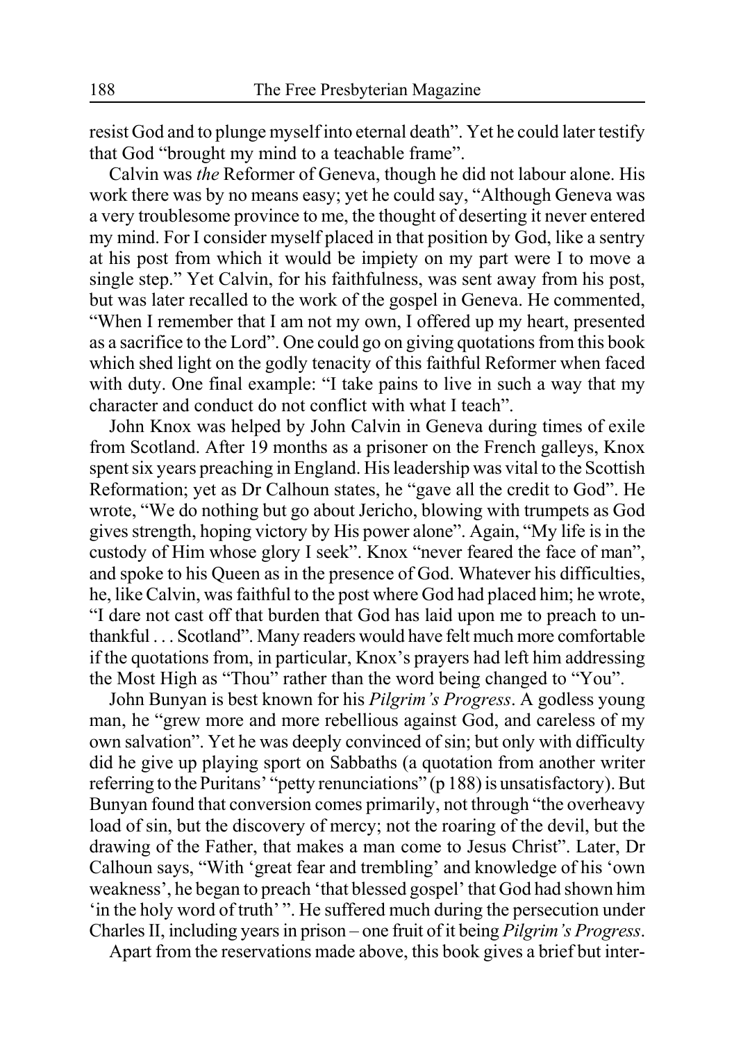resist God and to plunge myself into eternal death". Yet he could later testify that God "brought my mind to a teachable frame".

Calvin was *the* Reformer of Geneva, though he did not labour alone. His work there was by no means easy; yet he could say, "Although Geneva was a very troublesome province to me, the thought of deserting it never entered my mind. For I consider myself placed in that position by God, like a sentry at his post from which it would be impiety on my part were I to move a single step." Yet Calvin, for his faithfulness, was sent away from his post, but was later recalled to the work of the gospel in Geneva. He commented, "When I remember that I am not my own, I offered up my heart, presented as a sacrifice to the Lord". One could go on giving quotations from this book which shed light on the godly tenacity of this faithful Reformer when faced with duty. One final example: "I take pains to live in such a way that my character and conduct do not conflict with what I teach".

John Knox was helped by John Calvin in Geneva during times of exile from Scotland. After 19 months as a prisoner on the French galleys, Knox spent six years preaching in England. His leadership was vital to the Scottish Reformation; yet as Dr Calhoun states, he "gave all the credit to God". He wrote, "We do nothing but go about Jericho, blowing with trumpets as God gives strength, hoping victory by His power alone". Again, "My life is in the custody of Him whose glory I seek". Knox "never feared the face of man", and spoke to his Queen as in the presence of God. Whatever his difficulties, he, like Calvin, was faithful to the post where God had placed him; he wrote, "I dare not cast off that burden that God has laid upon me to preach to unthankful . . . Scotland". Many readers would have felt much more comfortable if the quotations from, in particular, Knox's prayers had left him addressing the Most High as "Thou" rather than the word being changed to "You".

John Bunyan is best known for his *Pilgrim's Progress*. A godless young man, he "grew more and more rebellious against God, and careless of my own salvation". Yet he was deeply convinced of sin; but only with difficulty did he give up playing sport on Sabbaths (a quotation from another writer referring to the Puritans' "petty renunciations" (p 188) is unsatisfactory). But Bunyan found that conversion comes primarily, not through "the overheavy load of sin, but the discovery of mercy; not the roaring of the devil, but the drawing of the Father, that makes a man come to Jesus Christ". Later, Dr Calhoun says, "With 'great fear and trembling' and knowledge of his 'own weakness', he began to preach 'that blessed gospel' that God had shown him 'in the holy word of truth' ". He suffered much during the persecution under Charles II, including years in prison – one fruit of it being *Pilgrim's Progress*.

Apart from the reservations made above, this book gives a brief but inter-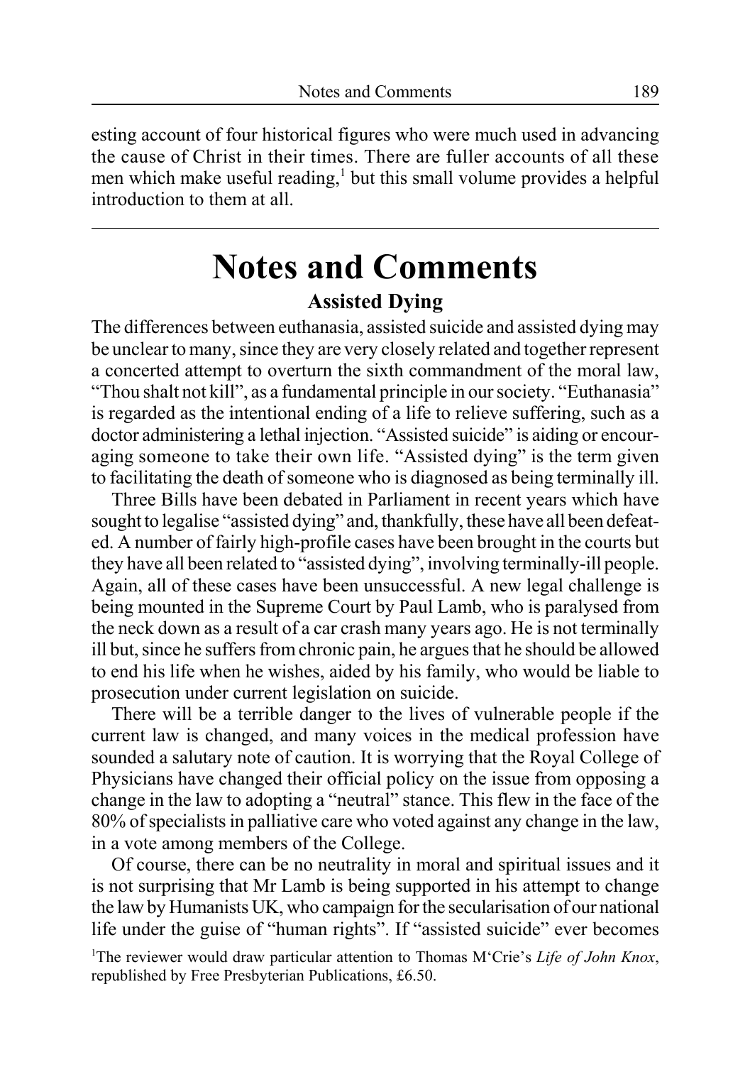esting account of four historical figures who were much used in advancing the cause of Christ in their times. There are fuller accounts of all these men which make useful reading,[1] but this small volume provides a helpful introduction to them at all.

---

# Notes and Comments

## Assisted Dying

The differences between euthanasia, assisted suicide and assisted dying may be unclear to many, since they are very closely related and together represent a concerted attempt to overturn the sixth commandment of the moral law, "Thou shalt not kill", as a fundamental principle in our society. "Euthanasia" is regarded as the intentional ending of a life to relieve suffering, such as a doctor administering a lethal injection. "Assisted suicide" is aiding or encouraging someone to take their own life. "Assisted dying" is the term given to facilitating the death of someone who is diagnosed as being terminally ill.

Three Bills have been debated in Parliament in recent years which have sought to legalise "assisted dying" and, thankfully, these have all been defeated. A number of fairly high-profile cases have been brought in the courts but they have all been related to "assisted dying", involving terminally-ill people. Again, all of these cases have been unsuccessful. A new legal challenge is being mounted in the Supreme Court by Paul Lamb, who is paralysed from the neck down as a result of a car crash many years ago. He is not terminally ill but, since he suffers from chronic pain, he argues that he should be allowed to end his life when he wishes, aided by his family, who would be liable to prosecution under current legislation on suicide.

There will be a terrible danger to the lives of vulnerable people if the current law is changed, and many voices in the medical profession have sounded a salutary note of caution. It is worrying that the Royal College of Physicians have changed their official policy on the issue from opposing a change in the law to adopting a "neutral" stance. This flew in the face of the 80% of specialists in palliative care who voted against any change in the law, in a vote among members of the College.

Of course, there can be no neutrality in moral and spiritual issues and it is not surprising that Mr Lamb is being supported in his attempt to change the law by Humanists UK, who campaign for the secularisation of our national life under the guise of "human rights". If "assisted suicide" ever becomes

[1]The reviewer would draw particular attention to Thomas M'Crie's *Life of John Knox*, republished by Free Presbyterian Publications, £6.50.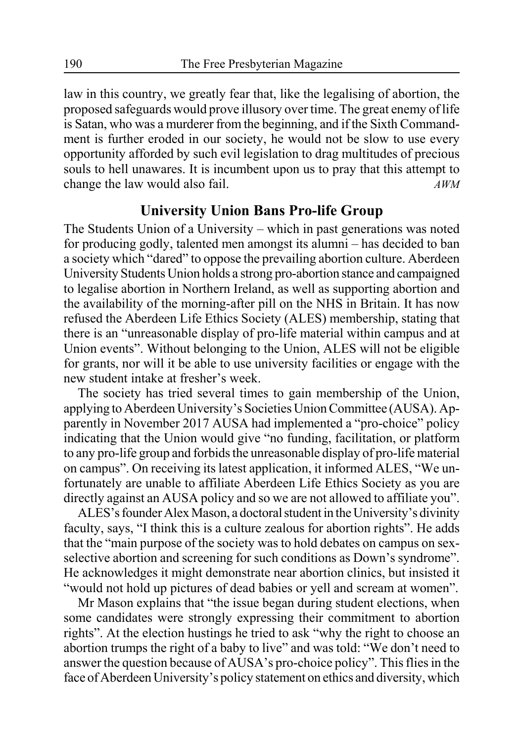law in this country, we greatly fear that, like the legalising of abortion, the proposed safeguards would prove illusory over time. The great enemy of life is Satan, who was a murderer from the beginning, and if the Sixth Commandment is further eroded in our society, he would not be slow to use every opportunity afforded by such evil legislation to drag multitudes of precious souls to hell unawares. It is incumbent upon us to pray that this attempt to change the law would also fail. *AWM*

## University Union Bans Pro-life Group

The Students Union of a University – which in past generations was noted for producing godly, talented men amongst its alumni – has decided to ban a society which "dared" to oppose the prevailing abortion culture. Aberdeen University Students Union holds a strong pro-abortion stance and campaigned to legalise abortion in Northern Ireland, as well as supporting abortion and the availability of the morning-after pill on the NHS in Britain. It has now refused the Aberdeen Life Ethics Society (ALES) membership, stating that there is an "unreasonable display of pro-life material within campus and at Union events". Without belonging to the Union, ALES will not be eligible for grants, nor will it be able to use university facilities or engage with the new student intake at fresher's week.

The society has tried several times to gain membership of the Union, applying to Aberdeen University's Societies Union Committee (AUSA). Apparently in November 2017 AUSA had implemented a "pro-choice" policy indicating that the Union would give "no funding, facilitation, or platform to any pro-life group and forbids the unreasonable display of pro-life material on campus". On receiving its latest application, it informed ALES, "We unfortunately are unable to affiliate Aberdeen Life Ethics Society as you are directly against an AUSA policy and so we are not allowed to affiliate you".

ALES's founder Alex Mason, a doctoral student in the University's divinity faculty, says, "I think this is a culture zealous for abortion rights". He adds that the "main purpose of the society was to hold debates on campus on sex-selective abortion and screening for such conditions as Down's syndrome". He acknowledges it might demonstrate near abortion clinics, but insisted it "would not hold up pictures of dead babies or yell and scream at women".

Mr Mason explains that "the issue began during student elections, when some candidates were strongly expressing their commitment to abortion rights". At the election hustings he tried to ask "why the right to choose an abortion trumps the right of a baby to live" and was told: "We don't need to answer the question because of AUSA's pro-choice policy". This flies in the face of Aberdeen University's policy statement on ethics and diversity, which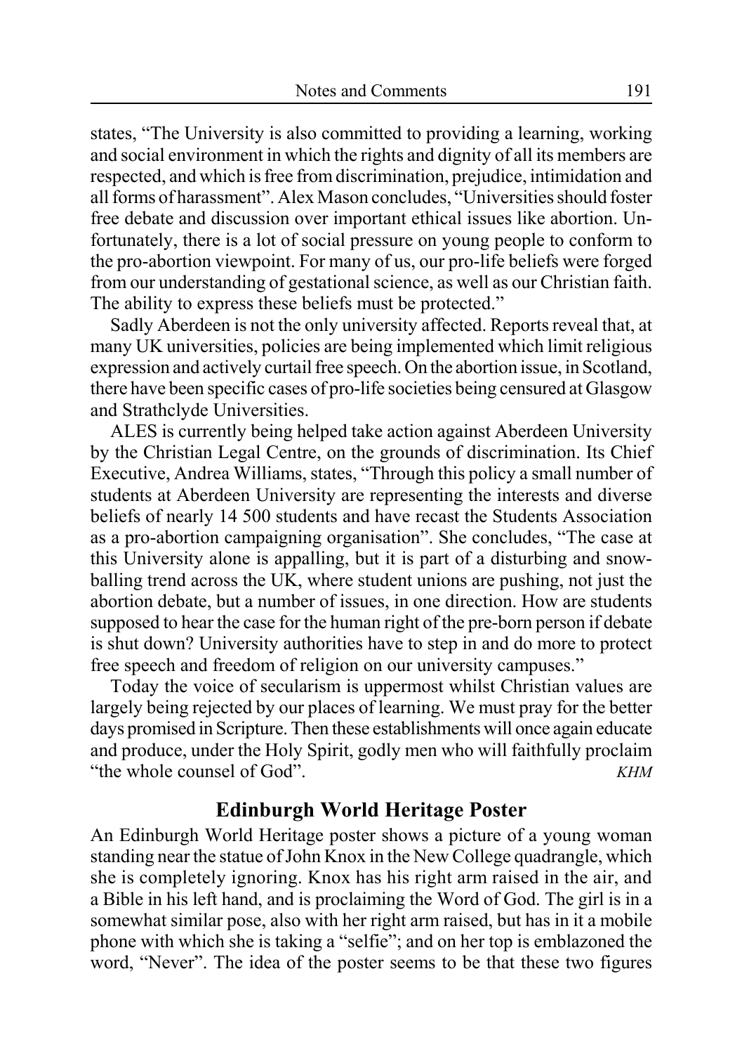states, "The University is also committed to providing a learning, working and social environment in which the rights and dignity of all its members are respected, and which is free from discrimination, prejudice, intimidation and all forms of harassment". Alex Mason concludes, "Universities should foster free debate and discussion over important ethical issues like abortion. Unfortunately, there is a lot of social pressure on young people to conform to the pro-abortion viewpoint. For many of us, our pro-life beliefs were forged from our understanding of gestational science, as well as our Christian faith. The ability to express these beliefs must be protected."

Sadly Aberdeen is not the only university affected. Reports reveal that, at many UK universities, policies are being implemented which limit religious expression and actively curtail free speech. On the abortion issue, in Scotland, there have been specific cases of pro-life societies being censured at Glasgow and Strathclyde Universities.

ALES is currently being helped take action against Aberdeen University by the Christian Legal Centre, on the grounds of discrimination. Its Chief Executive, Andrea Williams, states, "Through this policy a small number of students at Aberdeen University are representing the interests and diverse beliefs of nearly 14 500 students and have recast the Students Association as a pro-abortion campaigning organisation". She concludes, "The case at this University alone is appalling, but it is part of a disturbing and snowballing trend across the UK, where student unions are pushing, not just the abortion debate, but a number of issues, in one direction. How are students supposed to hear the case for the human right of the pre-born person if debate is shut down? University authorities have to step in and do more to protect free speech and freedom of religion on our university campuses."

Today the voice of secularism is uppermost whilst Christian values are largely being rejected by our places of learning. We must pray for the better days promised in Scripture. Then these establishments will once again educate and produce, under the Holy Spirit, godly men who will faithfully proclaim "the whole counsel of God". *KHM*

## Edinburgh World Heritage Poster

An Edinburgh World Heritage poster shows a picture of a young woman standing near the statue of John Knox in the New College quadrangle, which she is completely ignoring. Knox has his right arm raised in the air, and a Bible in his left hand, and is proclaiming the Word of God. The girl is in a somewhat similar pose, also with her right arm raised, but has in it a mobile phone with which she is taking a "selfie"; and on her top is emblazoned the word, "Never". The idea of the poster seems to be that these two figures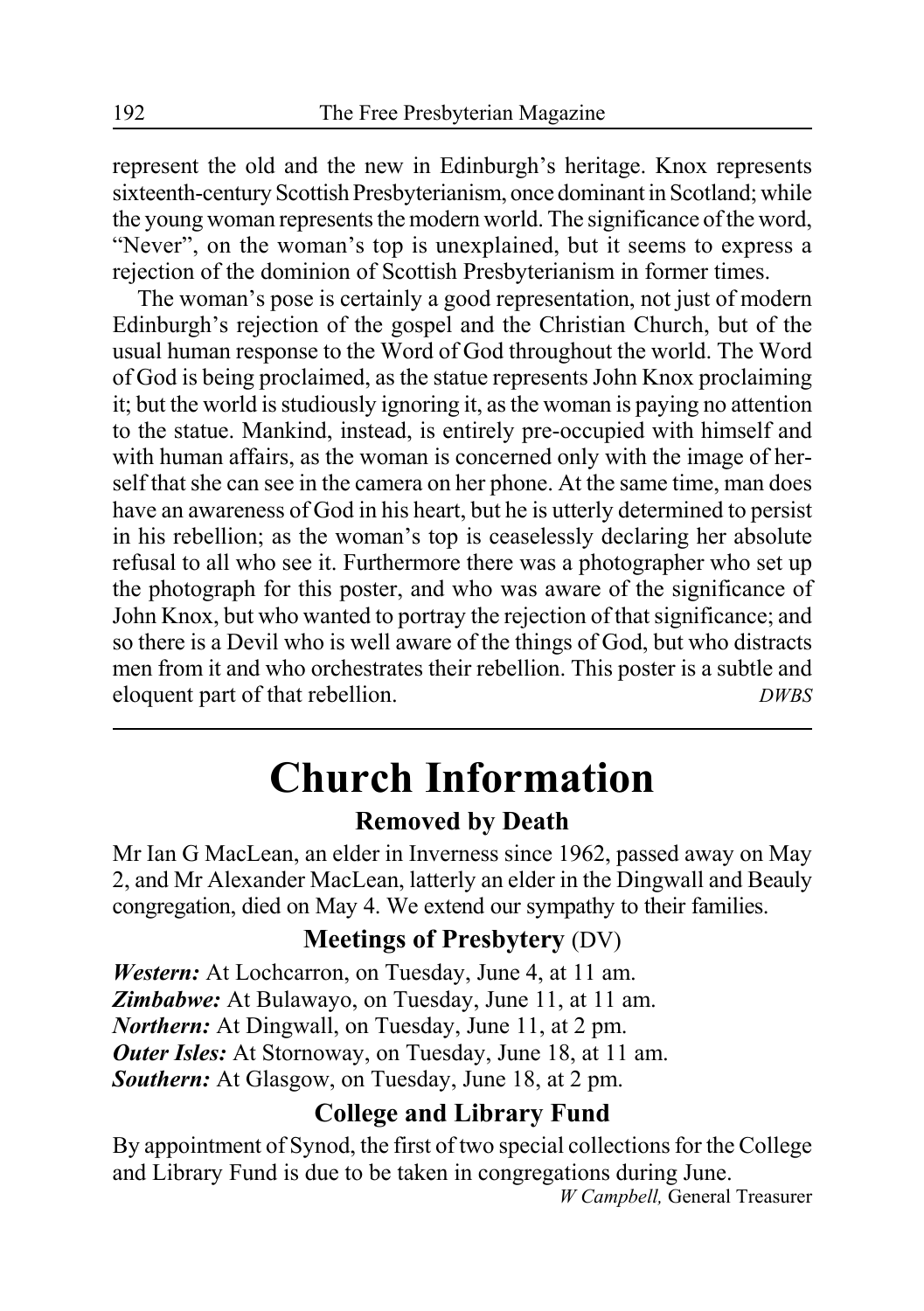represent the old and the new in Edinburgh's heritage. Knox represents sixteenth-century Scottish Presbyterianism, once dominant in Scotland; while the young woman represents the modern world. The significance of the word, "Never", on the woman's top is unexplained, but it seems to express a rejection of the dominion of Scottish Presbyterianism in former times.

The woman's pose is certainly a good representation, not just of modern Edinburgh's rejection of the gospel and the Christian Church, but of the usual human response to the Word of God throughout the world. The Word of God is being proclaimed, as the statue represents John Knox proclaiming it; but the world is studiously ignoring it, as the woman is paying no attention to the statue. Mankind, instead, is entirely pre-occupied with himself and with human affairs, as the woman is concerned only with the image of herself that she can see in the camera on her phone. At the same time, man does have an awareness of God in his heart, but he is utterly determined to persist in his rebellion; as the woman's top is ceaselessly declaring her absolute refusal to all who see it. Furthermore there was a photographer who set up the photograph for this poster, and who was aware of the significance of John Knox, but who wanted to portray the rejection of that significance; and so there is a Devil who is well aware of the things of God, but who distracts men from it and who orchestrates their rebellion. This poster is a subtle and eloquent part of that rebellion. *DWBS*

---

# Church Information

### Removed by Death

Mr Ian G MacLean, an elder in Inverness since 1962, passed away on May 2, and Mr Alexander MacLean, latterly an elder in the Dingwall and Beauly congregation, died on May 4. We extend our sympathy to their families.

### Meetings of Presbytery (DV)

***Western:*** At Lochcarron, on Tuesday, June 4, at 11 am.
***Zimbabwe:*** At Bulawayo, on Tuesday, June 11, at 11 am.
***Northern:*** At Dingwall, on Tuesday, June 11, at 2 pm.
***Outer Isles:*** At Stornoway, on Tuesday, June 18, at 11 am.
***Southern:*** At Glasgow, on Tuesday, June 18, at 2 pm.

### College and Library Fund

By appointment of Synod, the first of two special collections for the College and Library Fund is due to be taken in congregations during June.

*W Campbell,* General Treasurer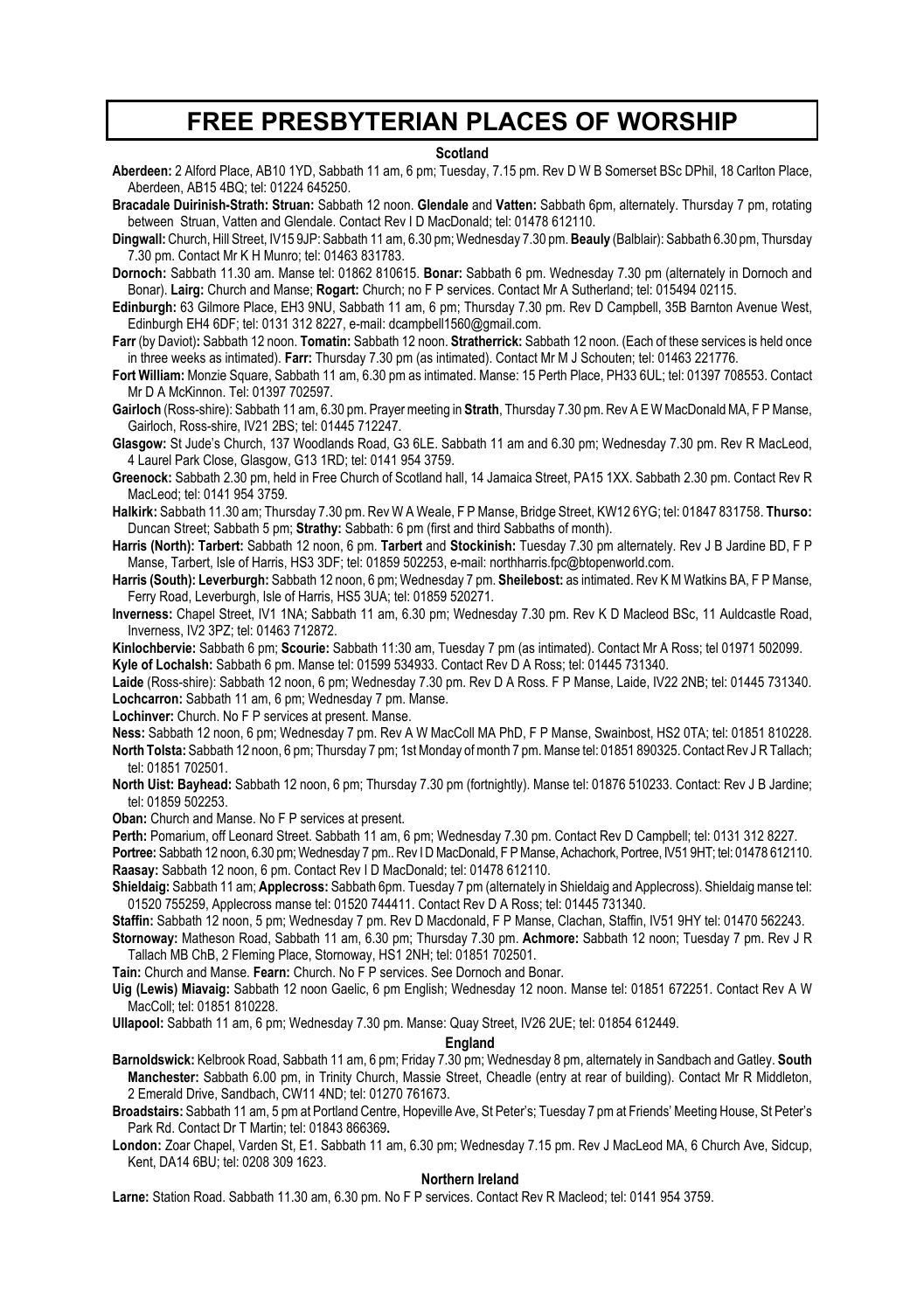# FREE PRESBYTERIAN PLACES OF WORSHIP

## Scotland

**Aberdeen:** 2 Alford Place, AB10 1YD, Sabbath 11 am, 6 pm; Tuesday, 7.15 pm. Rev D W B Somerset BSc DPhil, 18 Carlton Place, Aberdeen, AB15 4BQ; tel: 01224 645250.

**Bracadale Duirinish-Strath: Struan:** Sabbath 12 noon. **Glendale** and **Vatten:** Sabbath 6pm, alternately. Thursday 7 pm, rotating between Struan, Vatten and Glendale. Contact Rev I D MacDonald; tel: 01478 612110.

**Dingwall:** Church, Hill Street, IV15 9JP: Sabbath 11 am, 6.30 pm; Wednesday 7.30 pm. **Beauly** (Balblair): Sabbath 6.30 pm, Thursday 7.30 pm. Contact Mr K H Munro; tel: 01463 831783.

**Dornoch:** Sabbath 11.30 am. Manse tel: 01862 810615. **Bonar:** Sabbath 6 pm. Wednesday 7.30 pm (alternately in Dornoch and Bonar). **Lairg:** Church and Manse; **Rogart:** Church; no F P services. Contact Mr A Sutherland; tel: 015494 02115.

**Edinburgh:** 63 Gilmore Place, EH3 9NU, Sabbath 11 am, 6 pm; Thursday 7.30 pm. Rev D Campbell, 35B Barnton Avenue West, Edinburgh EH4 6DF; tel: 0131 312 8227, e-mail: dcampbell1560@gmail.com.

**Farr** (by Daviot)**:** Sabbath 12 noon. **Tomatin:** Sabbath 12 noon. **Stratherrick:** Sabbath 12 noon. (Each of these services is held once in three weeks as intimated). **Farr:** Thursday 7.30 pm (as intimated). Contact Mr M J Schouten; tel: 01463 221776.

**Fort William:** Monzie Square, Sabbath 11 am, 6.30 pm as intimated. Manse: 15 Perth Place, PH33 6UL; tel: 01397 708553. Contact Mr D A McKinnon. Tel: 01397 702597.

**Gairloch** (Ross-shire): Sabbath 11 am, 6.30 pm. Prayer meeting in **Strath**, Thursday 7.30 pm. Rev A E W MacDonald MA, F P Manse, Gairloch, Ross-shire, IV21 2BS; tel: 01445 712247.

**Glasgow:** St Jude's Church, 137 Woodlands Road, G3 6LE. Sabbath 11 am and 6.30 pm; Wednesday 7.30 pm. Rev R MacLeod, 4 Laurel Park Close, Glasgow, G13 1RD; tel: 0141 954 3759.

**Greenock:** Sabbath 2.30 pm, held in Free Church of Scotland hall, 14 Jamaica Street, PA15 1XX. Sabbath 2.30 pm. Contact Rev R MacLeod; tel: 0141 954 3759.

**Halkirk:** Sabbath 11.30 am; Thursday 7.30 pm. Rev W A Weale, F P Manse, Bridge Street, KW12 6YG; tel: 01847 831758. **Thurso:** Duncan Street; Sabbath 5 pm; **Strathy:** Sabbath: 6 pm (first and third Sabbaths of month).

**Harris (North): Tarbert:** Sabbath 12 noon, 6 pm. **Tarbert** and **Stockinish:** Tuesday 7.30 pm alternately. Rev J B Jardine BD, F P Manse, Tarbert, Isle of Harris, HS3 3DF; tel: 01859 502253, e-mail: northharris.fpc@btopenworld.com.

**Harris (South): Leverburgh:** Sabbath 12 noon, 6 pm; Wednesday 7 pm. **Sheilebost:** as intimated. Rev K M Watkins BA, F P Manse, Ferry Road, Leverburgh, Isle of Harris, HS5 3UA; tel: 01859 520271.

**Inverness:** Chapel Street, IV1 1NA; Sabbath 11 am, 6.30 pm; Wednesday 7.30 pm. Rev K D Macleod BSc, 11 Auldcastle Road, Inverness, IV2 3PZ; tel: 01463 712872.

**Kinlochbervie:** Sabbath 6 pm; **Scourie:** Sabbath 11:30 am, Tuesday 7 pm (as intimated). Contact Mr A Ross; tel 01971 502099.

**Kyle of Lochalsh:** Sabbath 6 pm. Manse tel: 01599 534933. Contact Rev D A Ross; tel: 01445 731340.

**Laide** (Ross-shire): Sabbath 12 noon, 6 pm; Wednesday 7.30 pm. Rev D A Ross. F P Manse, Laide, IV22 2NB; tel: 01445 731340.

**Lochcarron:** Sabbath 11 am, 6 pm; Wednesday 7 pm. Manse.

**Lochinver:** Church. No F P services at present. Manse.

**Ness:** Sabbath 12 noon, 6 pm; Wednesday 7 pm. Rev A W MacColl MA PhD, F P Manse, Swainbost, HS2 0TA; tel: 01851 810228.

**North Tolsta:** Sabbath 12 noon, 6 pm; Thursday 7 pm; 1st Monday of month 7 pm. Manse tel: 01851 890325. Contact Rev J R Tallach; tel: 01851 702501.

**North Uist: Bayhead:** Sabbath 12 noon, 6 pm; Thursday 7.30 pm (fortnightly). Manse tel: 01876 510233. Contact: Rev J B Jardine; tel: 01859 502253.

**Oban:** Church and Manse. No F P services at present.

**Perth:** Pomarium, off Leonard Street. Sabbath 11 am, 6 pm; Wednesday 7.30 pm. Contact Rev D Campbell; tel: 0131 312 8227.

**Portree:** Sabbath 12 noon, 6.30 pm; Wednesday 7 pm.. Rev I D MacDonald, F P Manse, Achachork, Portree, IV51 9HT; tel: 01478 612110.

**Raasay:** Sabbath 12 noon, 6 pm. Contact Rev I D MacDonald; tel: 01478 612110.

**Shieldaig:** Sabbath 11 am; **Applecross:** Sabbath 6pm. Tuesday 7 pm (alternately in Shieldaig and Applecross). Shieldaig manse tel: 01520 755259, Applecross manse tel: 01520 744411. Contact Rev D A Ross; tel: 01445 731340.

**Staffin:** Sabbath 12 noon, 5 pm; Wednesday 7 pm. Rev D Macdonald, F P Manse, Clachan, Staffin, IV51 9HY tel: 01470 562243.

**Stornoway:** Matheson Road, Sabbath 11 am, 6.30 pm; Thursday 7.30 pm. **Achmore:** Sabbath 12 noon; Tuesday 7 pm. Rev J R Tallach MB ChB, 2 Fleming Place, Stornoway, HS1 2NH; tel: 01851 702501.

**Tain:** Church and Manse. **Fearn:** Church. No F P services. See Dornoch and Bonar.

**Uig (Lewis) Miavaig:** Sabbath 12 noon Gaelic, 6 pm English; Wednesday 12 noon. Manse tel: 01851 672251. Contact Rev A W MacColl; tel: 01851 810228.

**Ullapool:** Sabbath 11 am, 6 pm; Wednesday 7.30 pm. Manse: Quay Street, IV26 2UE; tel: 01854 612449.

## England

**Barnoldswick:** Kelbrook Road, Sabbath 11 am, 6 pm; Friday 7.30 pm; Wednesday 8 pm, alternately in Sandbach and Gatley. **South Manchester:** Sabbath 6.00 pm, in Trinity Church, Massie Street, Cheadle (entry at rear of building). Contact Mr R Middleton, 2 Emerald Drive, Sandbach, CW11 4ND; tel: 01270 761673.

**Broadstairs:** Sabbath 11 am, 5 pm at Portland Centre, Hopeville Ave, St Peter's; Tuesday 7 pm at Friends' Meeting House, St Peter's Park Rd. Contact Dr T Martin; tel: 01843 866369**.**

**London:** Zoar Chapel, Varden St, E1. Sabbath 11 am, 6.30 pm; Wednesday 7.15 pm. Rev J MacLeod MA, 6 Church Ave, Sidcup, Kent, DA14 6BU; tel: 0208 309 1623.

## Northern Ireland

**Larne:** Station Road. Sabbath 11.30 am, 6.30 pm. No F P services. Contact Rev R Macleod; tel: 0141 954 3759.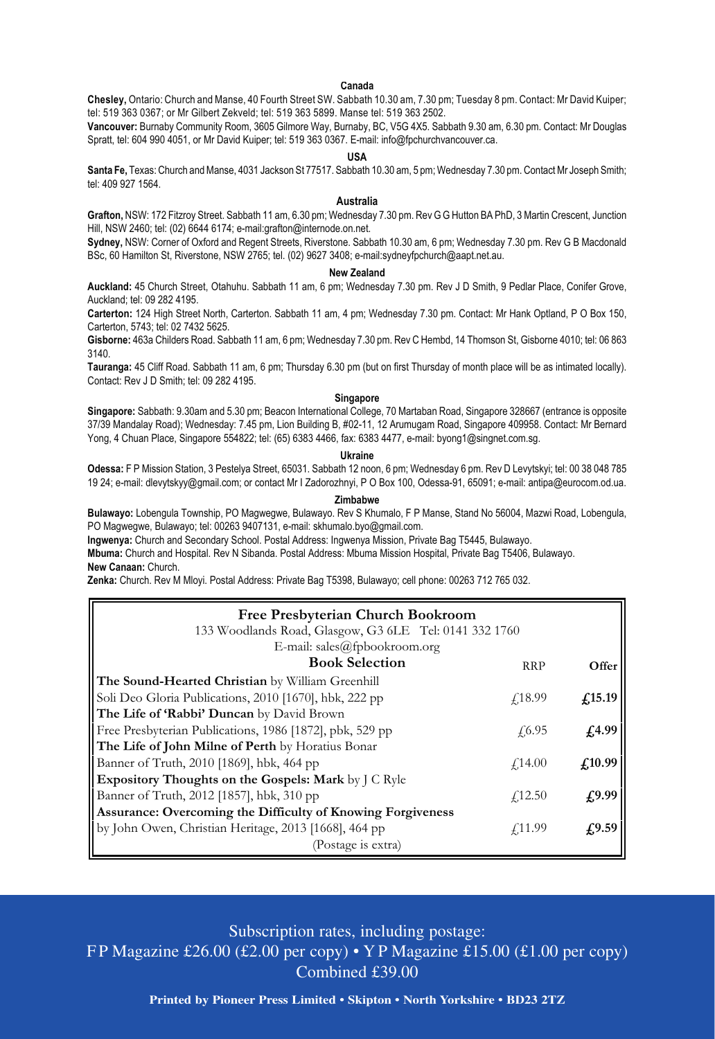### Canada

**Chesley,** Ontario: Church and Manse, 40 Fourth Street SW. Sabbath 10.30 am, 7.30 pm; Tuesday 8 pm. Contact: Mr David Kuiper; tel: 519 363 0367; or Mr Gilbert Zekveld; tel: 519 363 5899. Manse tel: 519 363 2502.

**Vancouver:** Burnaby Community Room, 3605 Gilmore Way, Burnaby, BC, V5G 4X5. Sabbath 9.30 am, 6.30 pm. Contact: Mr Douglas Spratt, tel: 604 990 4051, or Mr David Kuiper; tel: 519 363 0367. E-mail: info@fpchurchvancouver.ca.

### USA

**Santa Fe,** Texas: Church and Manse, 4031 Jackson St 77517. Sabbath 10.30 am, 5 pm; Wednesday 7.30 pm. Contact Mr Joseph Smith; tel: 409 927 1564.

### Australia

**Grafton,** NSW: 172 Fitzroy Street. Sabbath 11 am, 6.30 pm; Wednesday 7.30 pm. Rev G G Hutton BA PhD, 3 Martin Crescent, Junction Hill, NSW 2460; tel: (02) 6644 6174; e-mail:grafton@internode.on.net.

**Sydney,** NSW: Corner of Oxford and Regent Streets, Riverstone. Sabbath 10.30 am, 6 pm; Wednesday 7.30 pm. Rev G B Macdonald BSc, 60 Hamilton St, Riverstone, NSW 2765; tel. (02) 9627 3408; e-mail:sydneyfpchurch@aapt.net.au.

### New Zealand

**Auckland:** 45 Church Street, Otahuhu. Sabbath 11 am, 6 pm; Wednesday 7.30 pm. Rev J D Smith, 9 Pedlar Place, Conifer Grove, Auckland; tel: 09 282 4195.

**Carterton:** 124 High Street North, Carterton. Sabbath 11 am, 4 pm; Wednesday 7.30 pm. Contact: Mr Hank Optland, P O Box 150, Carterton, 5743; tel: 02 7432 5625.

**Gisborne:** 463a Childers Road. Sabbath 11 am, 6 pm; Wednesday 7.30 pm. Rev C Hembd, 14 Thomson St, Gisborne 4010; tel: 06 863 3140.

**Tauranga:** 45 Cliff Road. Sabbath 11 am, 6 pm; Thursday 6.30 pm (but on first Thursday of month place will be as intimated locally). Contact: Rev J D Smith; tel: 09 282 4195.

### Singapore

**Singapore:** Sabbath: 9.30am and 5.30 pm; Beacon International College, 70 Martaban Road, Singapore 328667 (entrance is opposite 37/39 Mandalay Road); Wednesday: 7.45 pm, Lion Building B, #02-11, 12 Arumugam Road, Singapore 409958. Contact: Mr Bernard Yong, 4 Chuan Place, Singapore 554822; tel: (65) 6383 4466, fax: 6383 4477, e-mail: byong1@singnet.com.sg.

### Ukraine

**Odessa:** F P Mission Station, 3 Pestelya Street, 65031. Sabbath 12 noon, 6 pm; Wednesday 6 pm. Rev D Levytskyi; tel: 00 38 048 785 19 24; e-mail: dlevytskyy@gmail.com; or contact Mr I Zadorozhnyi, P O Box 100, Odessa-91, 65091; e-mail: antipa@eurocom.od.ua.

### Zimbabwe

**Bulawayo:** Lobengula Township, PO Magwegwe, Bulawayo. Rev S Khumalo, F P Manse, Stand No 56004, Mazwi Road, Lobengula, PO Magwegwe, Bulawayo; tel: 00263 9407131, e-mail: skhumalo.byo@gmail.com.

**Ingwenya:** Church and Secondary School. Postal Address: Ingwenya Mission, Private Bag T5445, Bulawayo.

**Mbuma:** Church and Hospital. Rev N Sibanda. Postal Address: Mbuma Mission Hospital, Private Bag T5406, Bulawayo.

**New Canaan:** Church.

**Zenka:** Church. Rev M Mloyi. Postal Address: Private Bag T5398, Bulawayo; cell phone: 00263 712 765 032.

**Free Presbyterian Church Bookroom**

133 Woodlands Road, Glasgow, G3 6LE Tel: 0141 332 1760

E-mail: sales@fpbookroom.org

| Book Selection | RRP | Offer |
|---|---|---|
| **The Sound-Hearted Christian** by William Greenhill<br>Soli Deo Gloria Publications, 2010 [1670], hbk, 222 pp | £18.99 | **£15.19** |
| **The Life of 'Rabbi' Duncan** by David Brown<br>Free Presbyterian Publications, 1986 [1872], pbk, 529 pp | £6.95 | **£4.99** |
| **The Life of John Milne of Perth** by Horatius Bonar<br>Banner of Truth, 2010 [1869], hbk, 464 pp | £14.00 | **£10.99** |
| **Expository Thoughts on the Gospels: Mark** by J C Ryle<br>Banner of Truth, 2012 [1857], hbk, 310 pp | £12.50 | **£9.99** |
| **Assurance: Overcoming the Difficulty of Knowing Forgiveness**<br>by John Owen, Christian Heritage, 2013 [1668], 464 pp | £11.99 | **£9.59** |

(Postage is extra)

Subscription rates, including postage:
F P Magazine £26.00 (£2.00 per copy) • Y P Magazine £15.00 (£1.00 per copy)
Combined £39.00

**Printed by Pioneer Press Limited • Skipton • North Yorkshire • BD23 2TZ**